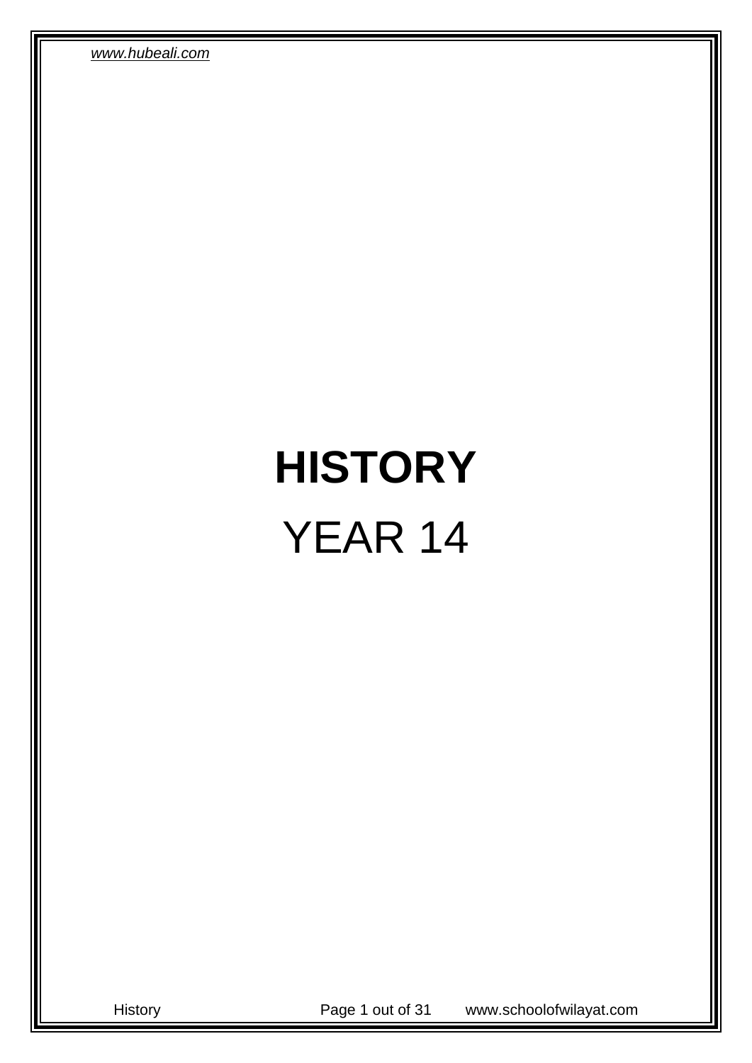# HISTORY

YEAR 14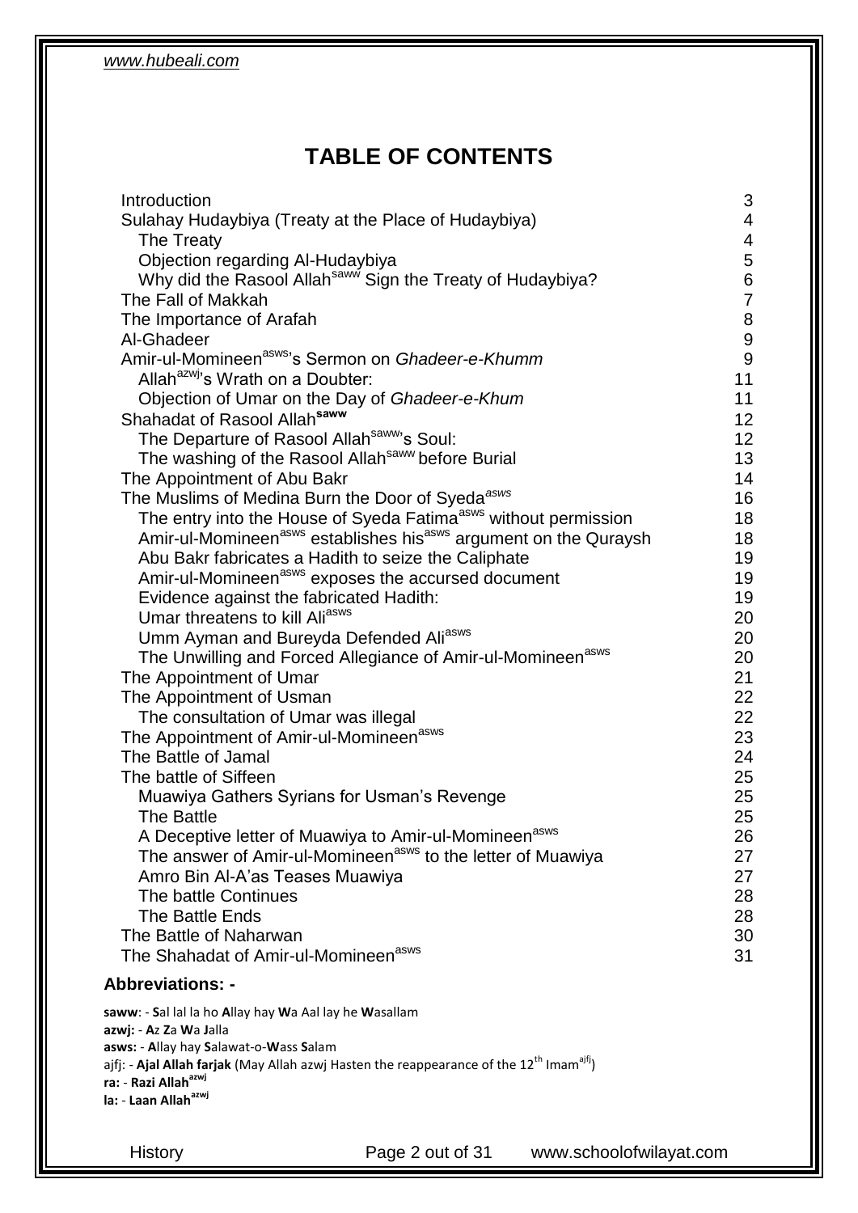# TABLE OF CONTENTS

| | |
|---|---|
| Introduction | 3 |
| Sulahay Hudaybiya (Treaty at the Place of Hudaybiya) | 4 |
| The Treaty | 4 |
| Objection regarding Al-Hudaybiya | 5 |
| Why did the Rasool Allah[saww] Sign the Treaty of Hudaybiya? | 6 |
| The Fall of Makkah | 7 |
| The Importance of Arafah | 8 |
| Al-Ghadeer | 9 |
| Amir-ul-Momineen[asws]'s Sermon on *Ghadeer-e-Khumm* | 9 |
| Allah[azwj]'s Wrath on a Doubter: | 11 |
| Objection of Umar on the Day of *Ghadeer-e-Khum* | 11 |
| Shahadat of Rasool Allah[saww] | 12 |
| The Departure of Rasool Allah[saww]'s Soul: | 12 |
| The washing of the Rasool Allah[saww] before Burial | 13 |
| The Appointment of Abu Bakr | 14 |
| The Muslims of Medina Burn the Door of Syeda[asws] | 16 |
| The entry into the House of Syeda Fatima[asws] without permission | 18 |
| Amir-ul-Momineen[asws] establishes his[asws] argument on the Quraysh | 18 |
| Abu Bakr fabricates a Hadith to seize the Caliphate | 19 |
| Amir-ul-Momineen[asws] exposes the accursed document | 19 |
| Evidence against the fabricated Hadith: | 19 |
| Umar threatens to kill Ali[asws] | 20 |
| Umm Ayman and Bureyda Defended Ali[asws] | 20 |
| The Unwilling and Forced Allegiance of Amir-ul-Momineen[asws] | 20 |
| The Appointment of Umar | 21 |
| The Appointment of Usman | 22 |
| The consultation of Umar was illegal | 22 |
| The Appointment of Amir-ul-Momineen[asws] | 23 |
| The Battle of Jamal | 24 |
| The battle of Siffeen | 25 |
| Muawiya Gathers Syrians for Usman's Revenge | 25 |
| The Battle | 25 |
| A Deceptive letter of Muawiya to Amir-ul-Momineen[asws] | 26 |
| The answer of Amir-ul-Momineen[asws] to the letter of Muawiya | 27 |
| Amro Bin Al-A'as Teases Muawiya | 27 |
| The battle Continues | 28 |
| The Battle Ends | 28 |
| The Battle of Naharwan | 30 |
| The Shahadat of Amir-ul-Momineen[asws] | 31 |

### Abbreviations: -

**saww**: - **S**al lal la ho **A**llay hay **W**a Aal lay he **W**asallam
**azwj:** - **A**z **Z**a **W**a **J**alla
**asws:** - **A**llay hay **S**alawat-o-**W**ass **S**alam
ajfj: - **Ajal Allah farjak** (May Allah azwj Hasten the reappearance of the 12th Imam[ajfj])
**ra:** - **Razi Allah[azwj]**
**la:** - **Laan Allah[azwj]**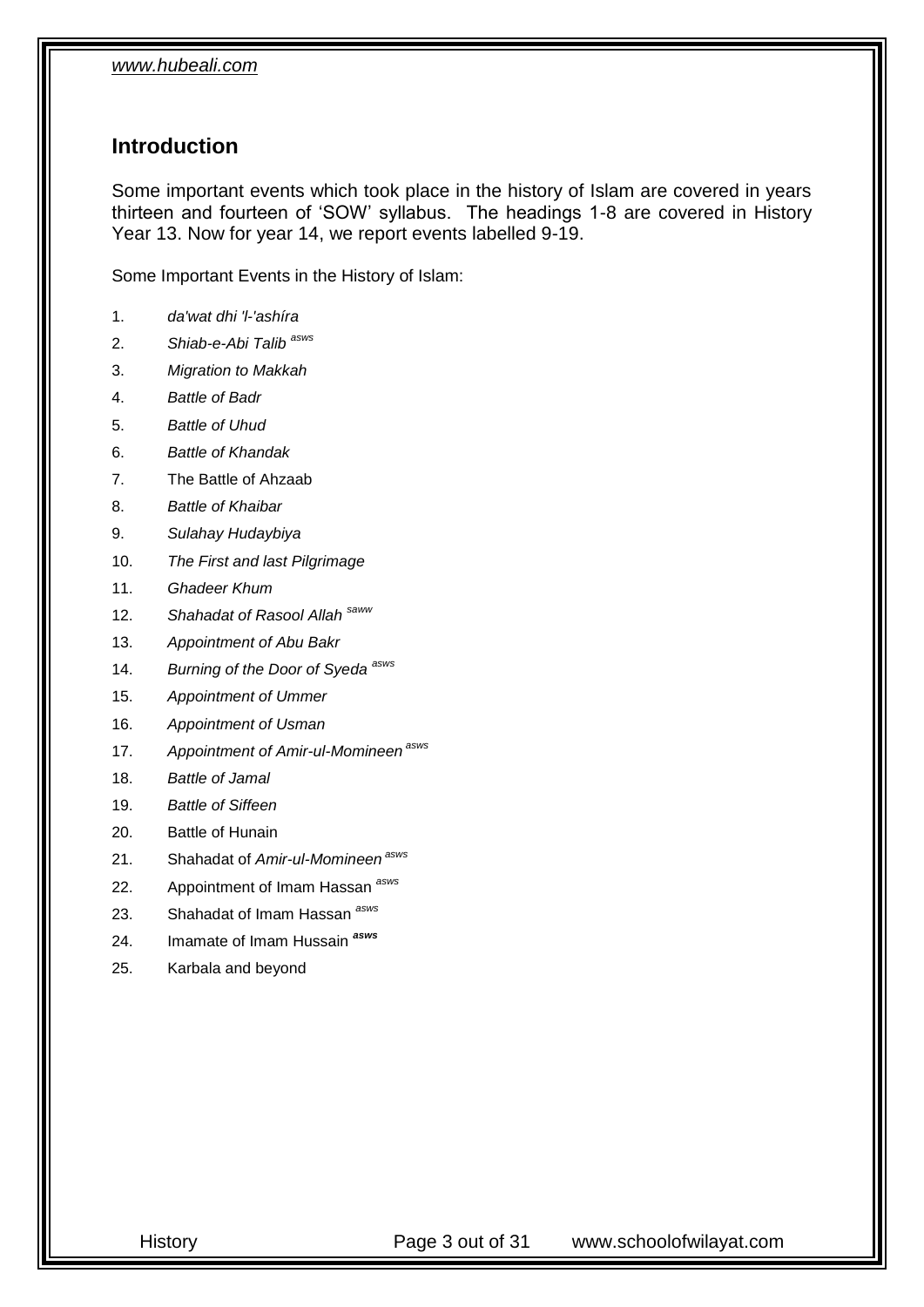## Introduction

Some important events which took place in the history of Islam are covered in years thirteen and fourteen of 'SOW' syllabus. The headings 1-8 are covered in History Year 13. Now for year 14, we report events labelled 9-19.

Some Important Events in the History of Islam:

1. *da'wat dhi 'l-'ashíra*
2. *Shiab-e-Abi Talib* [asws]
3. *Migration to Makkah*
4. *Battle of Badr*
5. *Battle of Uhud*
6. *Battle of Khandak*
7. The Battle of Ahzaab
8. *Battle of Khaibar*
9. *Sulahay Hudaybiya*
10. *The First and last Pilgrimage*
11. *Ghadeer Khum*
12. *Shahadat of Rasool Allah* [saww]
13. *Appointment of Abu Bakr*
14. *Burning of the Door of Syeda* [asws]
15. *Appointment of Ummer*
16. *Appointment of Usman*
17. *Appointment of Amir-ul-Momineen* [asws]
18. *Battle of Jamal*
19. *Battle of Siffeen*
20. Battle of Hunain
21. Shahadat of *Amir-ul-Momineen* [asws]
22. Appointment of Imam Hassan [asws]
23. Shahadat of Imam Hassan [asws]
24. Imamate of Imam Hussain [asws]
25. Karbala and beyond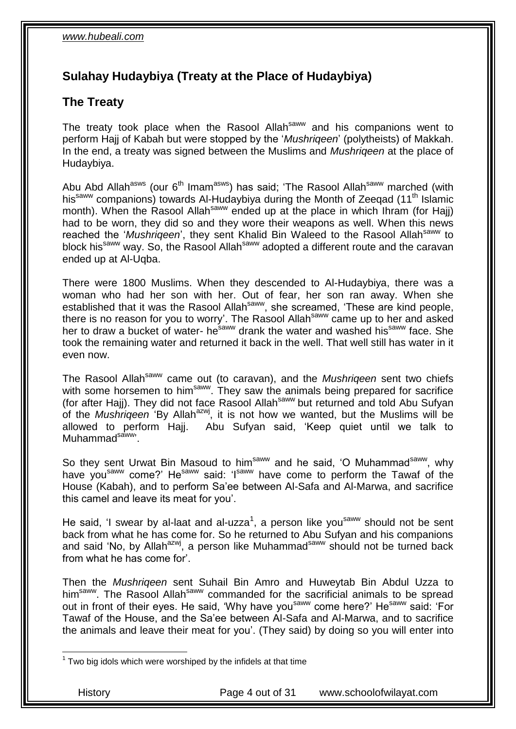## Sulahay Hudaybiya (Treaty at the Place of Hudaybiya)

## The Treaty

The treaty took place when the Rasool Allah[saww] and his companions went to perform Hajj of Kabah but were stopped by the '*Mushriqeen*' (polytheists) of Makkah. In the end, a treaty was signed between the Muslims and *Mushriqeen* at the place of Hudaybiya.

Abu Abd Allah[asws] (our 6th Imam[asws]) has said; 'The Rasool Allah[saww] marched (with his[saww] companions) towards Al-Hudaybiya during the Month of Zeeqad (11th Islamic month). When the Rasool Allah[saww] ended up at the place in which Ihram (for Hajj) had to be worn, they did so and they wore their weapons as well. When this news reached the '*Mushriqeen*', they sent Khalid Bin Waleed to the Rasool Allah[saww] to block his[saww] way. So, the Rasool Allah[saww] adopted a different route and the caravan ended up at Al-Uqba.

There were 1800 Muslims. When they descended to Al-Hudaybiya, there was a woman who had her son with her. Out of fear, her son ran away. When she established that it was the Rasool Allah[saww], she screamed, 'These are kind people, there is no reason for you to worry'. The Rasool Allah[saww] came up to her and asked her to draw a bucket of water- he[saww] drank the water and washed his[saww] face. She took the remaining water and returned it back in the well. That well still has water in it even now.

The Rasool Allah[saww] came out (to caravan), and the *Mushriqeen* sent two chiefs with some horsemen to him[saww]. They saw the animals being prepared for sacrifice (for after Hajj). They did not face Rasool Allah[saww] but returned and told Abu Sufyan of the *Mushriqeen* 'By Allah[azwj], it is not how we wanted, but the Muslims will be allowed to perform Hajj. Abu Sufyan said, 'Keep quiet until we talk to Muhammad[saww]'.

So they sent Urwat Bin Masoud to him[saww] and he said, 'O Muhammad[saww], why have you[saww] come?' He[saww] said: 'I[saww] have come to perform the Tawaf of the House (Kabah), and to perform Sa'ee between Al-Safa and Al-Marwa, and sacrifice this camel and leave its meat for you'.

He said, 'I swear by al-laat and al-uzza[1], a person like you[saww] should not be sent back from what he has come for. So he returned to Abu Sufyan and his companions and said 'No, by Allah[azwj], a person like Muhammad[saww] should not be turned back from what he has come for'.

Then the *Mushriqeen* sent Suhail Bin Amro and Huweytab Bin Abdul Uzza to him[saww]. The Rasool Allah[saww] commanded for the sacrificial animals to be spread out in front of their eyes. He said, 'Why have you[saww] come here?' He[saww] said: 'For Tawaf of the House, and the Sa'ee between Al-Safa and Al-Marwa, and to sacrifice the animals and leave their meat for you'. (They said) by doing so you will enter into

---

[1] Two big idols which were worshiped by the infidels at that time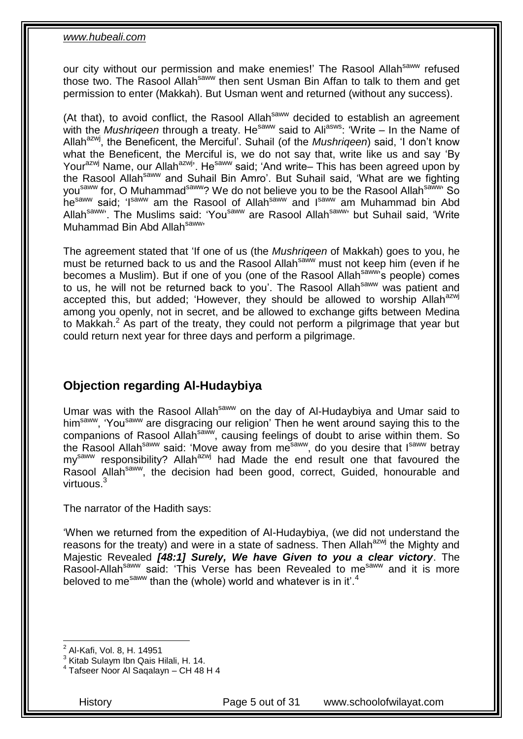our city without our permission and make enemies!' The Rasool Allah[saww] refused those two. The Rasool Allah[saww] then sent Usman Bin Affan to talk to them and get permission to enter (Makkah). But Usman went and returned (without any success).

(At that), to avoid conflict, the Rasool Allah[saww] decided to establish an agreement with the *Mushriqeen* through a treaty. He[saww] said to Ali[asws]: 'Write – In the Name of Allah[azwj], the Beneficent, the Merciful'. Suhail (of the *Mushriqeen*) said, 'I don't know what the Beneficent, the Merciful is, we do not say that, write like us and say 'By Your[azwj] Name, our Allah[azwj]'. He[saww] said; 'And write– This has been agreed upon by the Rasool Allah[saww] and Suhail Bin Amro'. But Suhail said, 'What are we fighting you[saww] for, O Muhammad[saww]? We do not believe you to be the Rasool Allah[saww]' So he[saww] said; 'I[saww] am the Rasool of Allah[saww] and I[saww] am Muhammad bin Abd Allah[saww]'. The Muslims said: 'You[saww] are Rasool Allah[saww]' but Suhail said, 'Write Muhammad Bin Abd Allah[saww]'

The agreement stated that 'If one of us (the *Mushriqeen* of Makkah) goes to you, he must be returned back to us and the Rasool Allah[saww] must not keep him (even if he becomes a Muslim). But if one of you (one of the Rasool Allah[saww]'s people) comes to us, he will not be returned back to you'. The Rasool Allah[saww] was patient and accepted this, but added; 'However, they should be allowed to worship Allah[azwj] among you openly, not in secret, and be allowed to exchange gifts between Medina to Makkah.[2] As part of the treaty, they could not perform a pilgrimage that year but could return next year for three days and perform a pilgrimage.

## Objection regarding Al-Hudaybiya

Umar was with the Rasool Allah[saww] on the day of Al-Hudaybiya and Umar said to him[saww], 'You[saww] are disgracing our religion' Then he went around saying this to the companions of Rasool Allah[saww], causing feelings of doubt to arise within them. So the Rasool Allah[saww] said: 'Move away from me[saww], do you desire that I[saww] betray my[saww] responsibility? Allah[azwj] had Made the end result one that favoured the Rasool Allah[saww], the decision had been good, correct, Guided, honourable and virtuous.[3]

The narrator of the Hadith says:

'When we returned from the expedition of Al-Hudaybiya, (we did not understand the reasons for the treaty) and were in a state of sadness. Then Allah[azwj] the Mighty and Majestic Revealed ***[48:1] Surely, We have Given to you a clear victory***. The Rasool-Allah[saww] said: 'This Verse has been Revealed to me[saww] and it is more beloved to me[saww] than the (whole) world and whatever is in it'.[4]

---

[2] Al-Kafi, Vol. 8, H. 14951

[3] Kitab Sulaym Ibn Qais Hilali, H. 14.

[4] Tafseer Noor Al Saqalayn – CH 48 H 4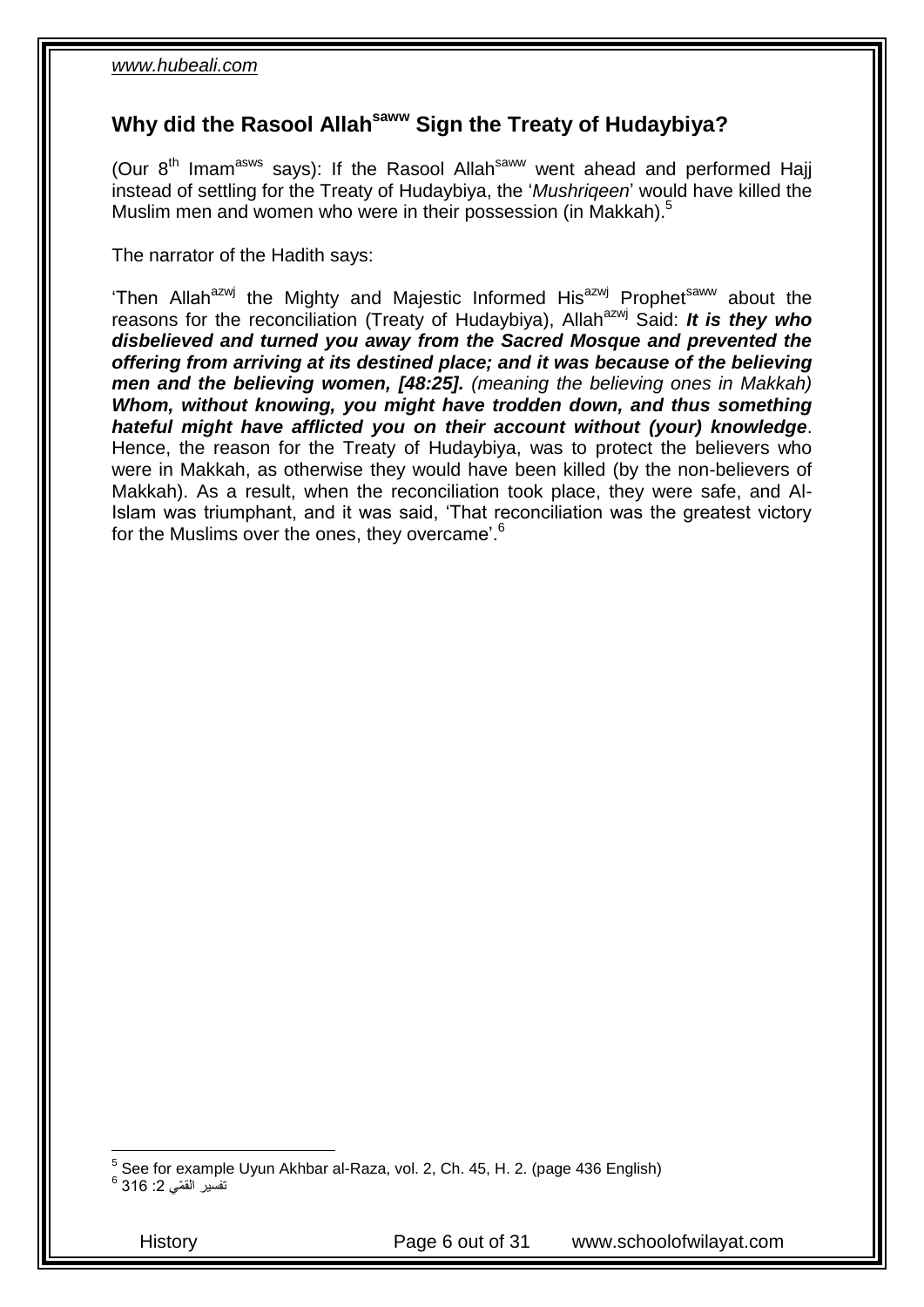## Why did the Rasool Allah[saww] Sign the Treaty of Hudaybiya?

(Our 8[th] Imam[asws] says): If the Rasool Allah[saww] went ahead and performed Hajj instead of settling for the Treaty of Hudaybiya, the '*Mushriqeen*' would have killed the Muslim men and women who were in their possession (in Makkah).[5]

The narrator of the Hadith says:

'Then Allah[azwj] the Mighty and Majestic Informed His[azwj] Prophet[saww] about the reasons for the reconciliation (Treaty of Hudaybiya), Allah[azwj] Said: ***It is they who disbelieved and turned you away from the Sacred Mosque and prevented the offering from arriving at its destined place; and it was because of the believing men and the believing women, [48:25].*** *(meaning the believing ones in Makkah)* ***Whom, without knowing, you might have trodden down, and thus something hateful might have afflicted you on their account without (your) knowledge***. Hence, the reason for the Treaty of Hudaybiya, was to protect the believers who were in Makkah, as otherwise they would have been killed (by the non-believers of Makkah). As a result, when the reconciliation took place, they were safe, and Al-Islam was triumphant, and it was said, 'That reconciliation was the greatest victory for the Muslims over the ones, they overcame'.[6]

---

[5] See for example Uyun Akhbar al-Raza, vol. 2, Ch. 45, H. 2. (page 436 English)

[6] تفسير القمّي 2: 316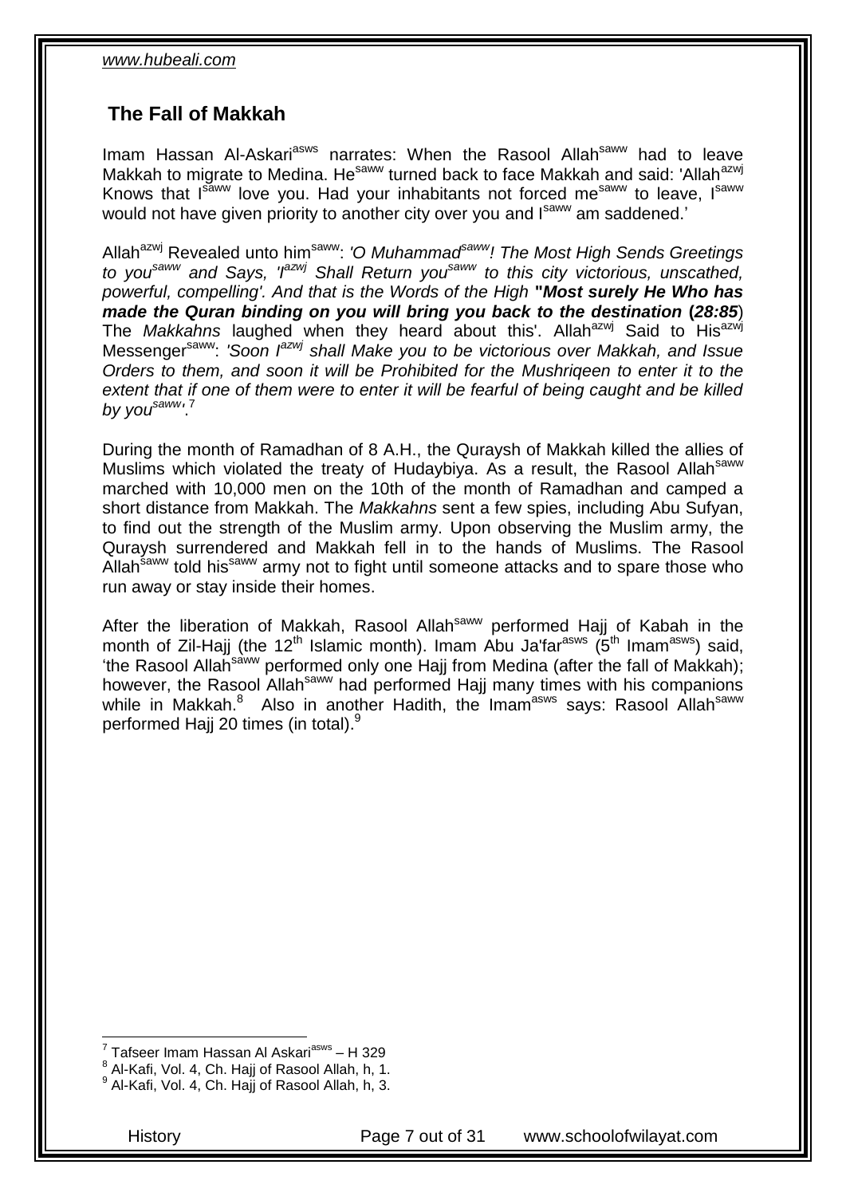## The Fall of Makkah

Imam Hassan Al-Askari[asws] narrates: When the Rasool Allah[saww] had to leave Makkah to migrate to Medina. He[saww] turned back to face Makkah and said: 'Allah[azwj] Knows that I[saww] love you. Had your inhabitants not forced me[saww] to leave, I[saww] would not have given priority to another city over you and I[saww] am saddened.'

Allah[azwj] Revealed unto him[saww]: *'O Muhammad[saww]! The Most High Sends Greetings to you[saww] and Says, 'I[azwj] Shall Return you[saww] to this city victorious, unscathed, powerful, compelling'. And that is the Words of the High* ***"Most surely He Who has made the Quran binding on you will bring you back to the destination*** **(*28:85*)** The *Makkahns* laughed when they heard about this'. Allah[azwj] Said to His[azwj] Messenger[saww]: *'Soon I[azwj] shall Make you to be victorious over Makkah, and Issue Orders to them, and soon it will be Prohibited for the Mushriqeen to enter it to the extent that if one of them were to enter it will be fearful of being caught and be killed by you[saww]'*.[7]

During the month of Ramadhan of 8 A.H., the Quraysh of Makkah killed the allies of Muslims which violated the treaty of Hudaybiya. As a result, the Rasool Allah[saww] marched with 10,000 men on the 10th of the month of Ramadhan and camped a short distance from Makkah. The *Makkahns* sent a few spies, including Abu Sufyan, to find out the strength of the Muslim army. Upon observing the Muslim army, the Quraysh surrendered and Makkah fell in to the hands of Muslims. The Rasool Allah[saww] told his[saww] army not to fight until someone attacks and to spare those who run away or stay inside their homes.

After the liberation of Makkah, Rasool Allah[saww] performed Hajj of Kabah in the month of Zil-Hajj (the 12th Islamic month). Imam Abu Ja'far[asws] (5th Imam[asws]) said, 'the Rasool Allah[saww] performed only one Hajj from Medina (after the fall of Makkah); however, the Rasool Allah[saww] had performed Hajj many times with his companions while in Makkah.[8] Also in another Hadith, the Imam[asws] says: Rasool Allah[saww] performed Hajj 20 times (in total).[9]

---

[7] Tafseer Imam Hassan Al Askari[asws] – H 329
[8] Al-Kafi, Vol. 4, Ch. Hajj of Rasool Allah, h, 1.
[9] Al-Kafi, Vol. 4, Ch. Hajj of Rasool Allah, h, 3.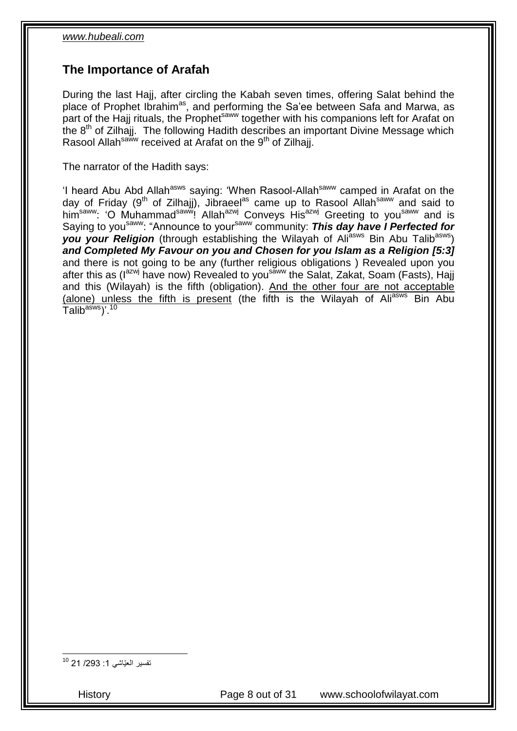## The Importance of Arafah

During the last Hajj, after circling the Kabah seven times, offering Salat behind the place of Prophet Ibrahim[as], and performing the Sa'ee between Safa and Marwa, as part of the Hajj rituals, the Prophet[saww] together with his companions left for Arafat on the 8[th] of Zilhajj. The following Hadith describes an important Divine Message which Rasool Allah[saww] received at Arafat on the 9[th] of Zilhajj.

The narrator of the Hadith says:

'I heard Abu Abd Allah[asws] saying: 'When Rasool-Allah[saww] camped in Arafat on the day of Friday (9[th] of Zilhajj), Jibraeel[as] came up to Rasool Allah[saww] and said to him[saww]: 'O Muhammad[saww]! Allah[azwj] Conveys His[azwj] Greeting to you[saww] and is Saying to you[saww]: "Announce to your[saww] community: ***This day have I Perfected for you your Religion*** (through establishing the Wilayah of Ali[asws] Bin Abu Talib[asws]) ***and Completed My Favour on you and Chosen for you Islam as a Religion [5:3]*** and there is not going to be any (further religious obligations ) Revealed upon you after this as (I[azwj] have now) Revealed to you[saww] the Salat, Zakat, Soam (Fasts), Hajj and this (Wilayah) is the fifth (obligation). <u>And the other four are not acceptable (alone) unless the fifth is present</u> (the fifth is the Wilayah of Ali[asws] Bin Abu Talib[asws])'.[10]

---

[10] تفسير العيّاشي 1: 293/ 21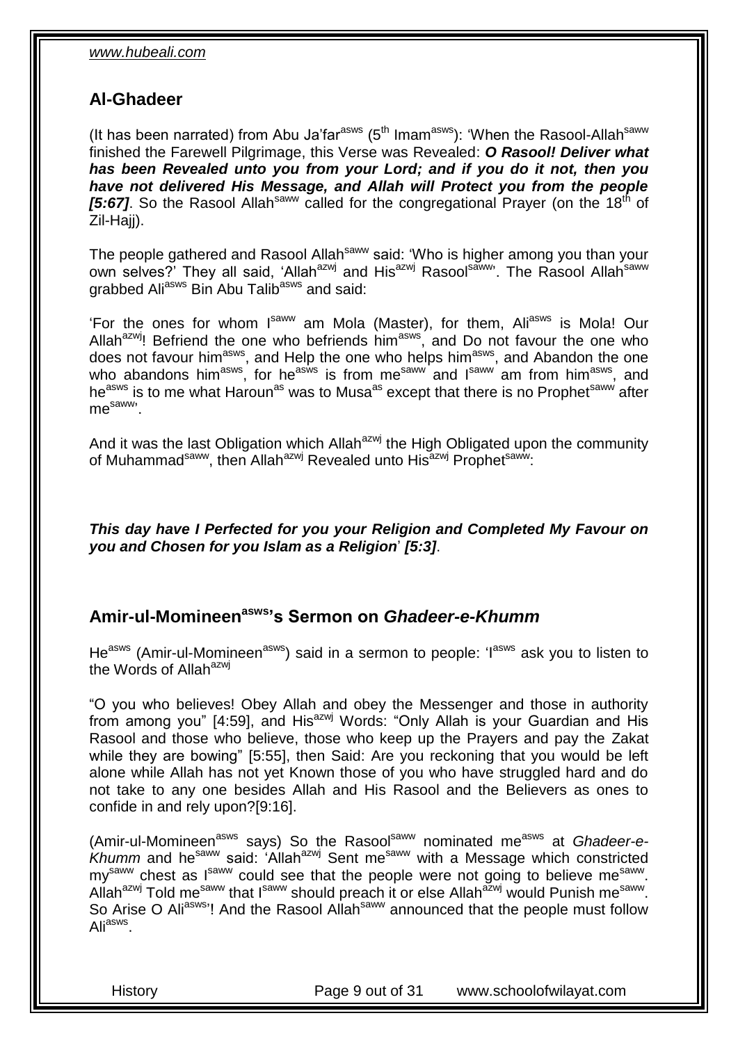## Al-Ghadeer

(It has been narrated) from Abu Ja'far[asws] (5[th] Imam[asws]): 'When the Rasool-Allah[saww] finished the Farewell Pilgrimage, this Verse was Revealed: ***O Rasool! Deliver what has been Revealed unto you from your Lord; and if you do it not, then you have not delivered His Message, and Allah will Protect you from the people [5:67]***. So the Rasool Allah[saww] called for the congregational Prayer (on the 18[th] of Zil-Hajj).

The people gathered and Rasool Allah[saww] said: 'Who is higher among you than your own selves?' They all said, 'Allah[azwj] and His[azwj] Rasool[saww]'. The Rasool Allah[saww] grabbed Ali[asws] Bin Abu Talib[asws] and said:

'For the ones for whom I[saww] am Mola (Master), for them, Ali[asws] is Mola! Our Allah[azwj]! Befriend the one who befriends him[asws], and Do not favour the one who does not favour him[asws], and Help the one who helps him[asws], and Abandon the one who abandons him[asws], for he[asws] is from me[saww] and I[saww] am from him[asws], and he[asws] is to me what Haroun[as] was to Musa[as] except that there is no Prophet[saww] after me[saww]'.

And it was the last Obligation which Allah[azwj] the High Obligated upon the community of Muhammad[saww], then Allah[azwj] Revealed unto His[azwj] Prophet[saww]:

***This day have I Perfected for you your Religion and Completed My Favour on you and Chosen for you Islam as a Religion*' *[5:3]***.

## Amir-ul-Momineen[asws]'s Sermon on *Ghadeer-e-Khumm*

He[asws] (Amir-ul-Momineen[asws]) said in a sermon to people: 'I[asws] ask you to listen to the Words of Allah[azwj]

"O you who believes! Obey Allah and obey the Messenger and those in authority from among you" [4:59], and His[azwj] Words: "Only Allah is your Guardian and His Rasool and those who believe, those who keep up the Prayers and pay the Zakat while they are bowing" [5:55], then Said: Are you reckoning that you would be left alone while Allah has not yet Known those of you who have struggled hard and do not take to any one besides Allah and His Rasool and the Believers as ones to confide in and rely upon?[9:16].

(Amir-ul-Momineen[asws] says) So the Rasool[saww] nominated me[asws] at *Ghadeer-e-Khumm* and he[saww] said: 'Allah[azwj] Sent me[saww] with a Message which constricted my[saww] chest as I[saww] could see that the people were not going to believe me[saww]. Allah[azwj] Told me[saww] that I[saww] should preach it or else Allah[azwj] would Punish me[saww]. So Arise O Ali[asws]'! And the Rasool Allah[saww] announced that the people must follow Ali[asws].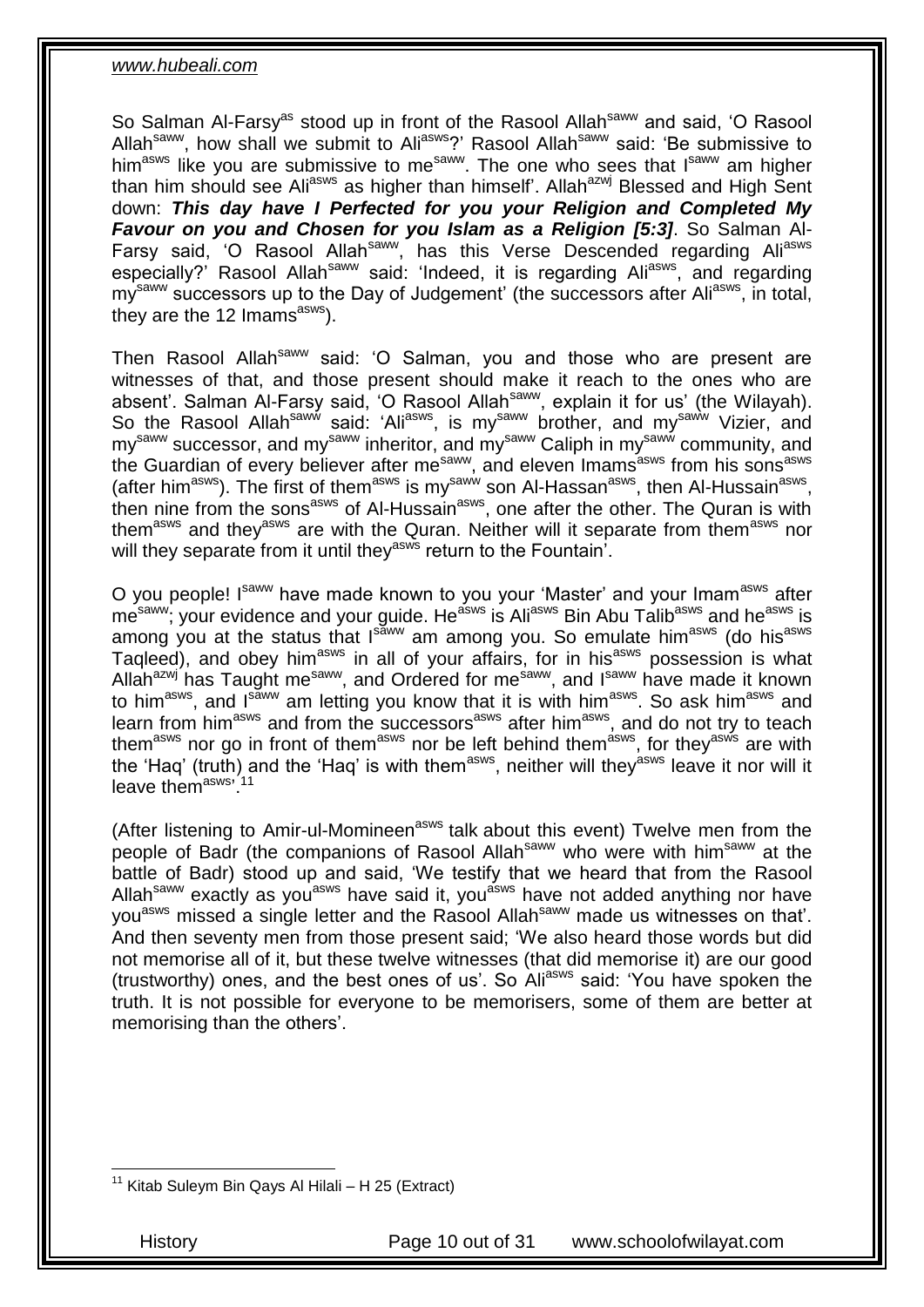So Salman Al-Farsy[as] stood up in front of the Rasool Allah[saww] and said, 'O Rasool Allah[saww], how shall we submit to Ali[asws]?' Rasool Allah[saww] said: 'Be submissive to him[asws] like you are submissive to me[saww]. The one who sees that I[saww] am higher than him should see Ali[asws] as higher than himself'. Allah[azwj] Blessed and High Sent down: ***This day have I Perfected for you your Religion and Completed My Favour on you and Chosen for you Islam as a Religion [5:3]***. So Salman Al-Farsy said, 'O Rasool Allah[saww], has this Verse Descended regarding Ali[asws] especially?' Rasool Allah[saww] said: 'Indeed, it is regarding Ali[asws], and regarding my[saww] successors up to the Day of Judgement' (the successors after Ali[asws], in total, they are the 12 Imams[asws]).

Then Rasool Allah[saww] said: 'O Salman, you and those who are present are witnesses of that, and those present should make it reach to the ones who are absent'. Salman Al-Farsy said, 'O Rasool Allah[saww], explain it for us' (the Wilayah). So the Rasool Allah[saww] said: 'Ali[asws], is my[saww] brother, and my[saww] Vizier, and my[saww] successor, and my[saww] inheritor, and my[saww] Caliph in my[saww] community, and the Guardian of every believer after me[saww], and eleven Imams[asws] from his sons[asws] (after him[asws]). The first of them[asws] is my[saww] son Al-Hassan[asws], then Al-Hussain[asws], then nine from the sons[asws] of Al-Hussain[asws], one after the other. The Quran is with them[asws] and they[asws] are with the Quran. Neither will it separate from them[asws] nor will they separate from it until they[asws] return to the Fountain'.

O you people! I[saww] have made known to you your 'Master' and your Imam[asws] after me[saww]; your evidence and your guide. He[asws] is Ali[asws] Bin Abu Talib[asws] and he[asws] is among you at the status that I[saww] am among you. So emulate him[asws] (do his[asws] Taqleed), and obey him[asws] in all of your affairs, for in his[asws] possession is what Allah[azwj] has Taught me[saww], and Ordered for me[saww], and I[saww] have made it known to him[asws], and I[saww] am letting you know that it is with him[asws]. So ask him[asws] and learn from him[asws] and from the successors[asws] after him[asws], and do not try to teach them[asws] nor go in front of them[asws] nor be left behind them[asws], for they[asws] are with the 'Haq' (truth) and the 'Haq' is with them[asws], neither will they[asws] leave it nor will it leave them[asws]'.[11]

(After listening to Amir-ul-Momineen[asws] talk about this event) Twelve men from the people of Badr (the companions of Rasool Allah[saww] who were with him[saww] at the battle of Badr) stood up and said, 'We testify that we heard that from the Rasool Allah[saww] exactly as you[asws] have said it, you[asws] have not added anything nor have you[asws] missed a single letter and the Rasool Allah[saww] made us witnesses on that'. And then seventy men from those present said; 'We also heard those words but did not memorise all of it, but these twelve witnesses (that did memorise it) are our good (trustworthy) ones, and the best ones of us'. So Ali[asws] said: 'You have spoken the truth. It is not possible for everyone to be memorisers, some of them are better at memorising than the others'.

[11] Kitab Suleym Bin Qays Al Hilali – H 25 (Extract)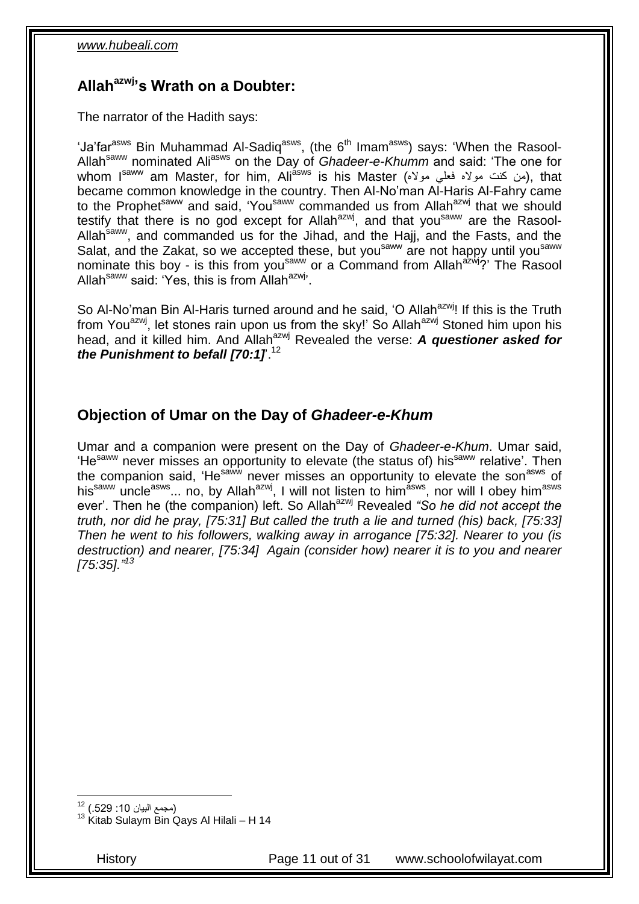## Allah[azwj]'s Wrath on a Doubter:

The narrator of the Hadith says:

'Ja'far[asws] Bin Muhammad Al-Sadiq[asws], (the 6th Imam[asws]) says: 'When the Rasool-Allah[saww] nominated Ali[asws] on the Day of *Ghadeer-e-Khumm* and said: 'The one for whom I[saww] am Master, for him, Ali[asws] is his Master (من كنت مولاه فعلي مولاه), that became common knowledge in the country. Then Al-No'man Al-Haris Al-Fahry came to the Prophet[saww] and said, 'You[saww] commanded us from Allah[azwj] that we should testify that there is no god except for Allah[azwj], and that you[saww] are the Rasool-Allah[saww], and commanded us for the Jihad, and the Hajj, and the Fasts, and the Salat, and the Zakat, so we accepted these, but you[saww] are not happy until you[saww] nominate this boy - is this from you[saww] or a Command from Allah[azwj]?' The Rasool Allah[saww] said: 'Yes, this is from Allah[azwj]'.

So Al-No'man Bin Al-Haris turned around and he said, 'O Allah[azwj]! If this is the Truth from You[azwj], let stones rain upon us from the sky!' So Allah[azwj] Stoned him upon his head, and it killed him. And Allah[azwj] Revealed the verse: ***A questioner asked for the Punishment to befall [70:1]***'.[12]

## Objection of Umar on the Day of *Ghadeer-e-Khum*

Umar and a companion were present on the Day of *Ghadeer-e-Khum*. Umar said, 'He[saww] never misses an opportunity to elevate (the status of) his[saww] relative'. Then the companion said, 'He[saww] never misses an opportunity to elevate the son[asws] of his[saww] uncle[asws]... no, by Allah[azwj], I will not listen to him[asws], nor will I obey him[asws] ever'. Then he (the companion) left. So Allah[azwj] Revealed *"So he did not accept the truth, nor did he pray, [75:31] But called the truth a lie and turned (his) back, [75:33] Then he went to his followers, walking away in arrogance [75:32]. Nearer to you (is destruction) and nearer, [75:34] Again (consider how) nearer it is to you and nearer [75:35]."*[13]

---

[12] (مجمع البيان 10: 529.)

[13] Kitab Sulaym Bin Qays Al Hilali – H 14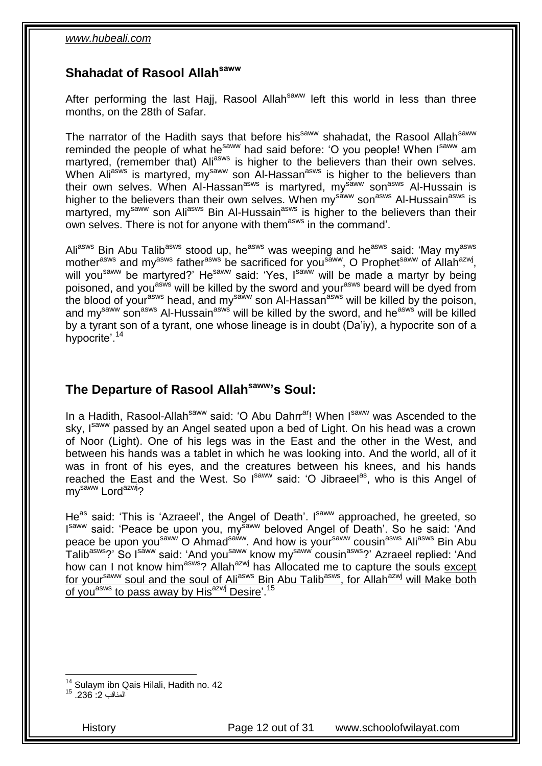## Shahadat of Rasool Allah[saww]

After performing the last Hajj, Rasool Allah[saww] left this world in less than three months, on the 28th of Safar.

The narrator of the Hadith says that before his[saww] shahadat, the Rasool Allah[saww] reminded the people of what he[saww] had said before: 'O you people! When I[saww] am martyred, (remember that) Ali[asws] is higher to the believers than their own selves. When Ali[asws] is martyred, my[saww] son Al-Hassan[asws] is higher to the believers than their own selves. When Al-Hassan[asws] is martyred, my[saww] son[asws] Al-Hussain is higher to the believers than their own selves. When my[saww] son[asws] Al-Hussain[asws] is martyred, my[saww] son Ali[asws] Bin Al-Hussain[asws] is higher to the believers than their own selves. There is not for anyone with them[asws] in the command'.

Ali[asws] Bin Abu Talib[asws] stood up, he[asws] was weeping and he[asws] said: 'May my[asws] mother[asws] and my[asws] father[asws] be sacrificed for you[saww], O Prophet[saww] of Allah[azwj], will you[saww] be martyred?' He[saww] said: 'Yes, I[saww] will be made a martyr by being poisoned, and you[asws] will be killed by the sword and your[asws] beard will be dyed from the blood of your[asws] head, and my[saww] son Al-Hassan[asws] will be killed by the poison, and my[saww] son[asws] Al-Hussain[asws] will be killed by the sword, and he[asws] will be killed by a tyrant son of a tyrant, one whose lineage is in doubt (Da'iy), a hypocrite son of a hypocrite'.[14]

## The Departure of Rasool Allah[saww]'s Soul:

In a Hadith, Rasool-Allah[saww] said: 'O Abu Dahrr[ar]! When I[saww] was Ascended to the sky, I[saww] passed by an Angel seated upon a bed of Light. On his head was a crown of Noor (Light). One of his legs was in the East and the other in the West, and between his hands was a tablet in which he was looking into. And the world, all of it was in front of his eyes, and the creatures between his knees, and his hands reached the East and the West. So I[saww] said: 'O Jibraeel[as], who is this Angel of my[saww] Lord[azwj]?

He[as] said: 'This is 'Azraeel', the Angel of Death'. I[saww] approached, he greeted, so I[saww] said: 'Peace be upon you, my[saww] beloved Angel of Death'. So he said: 'And peace be upon you[saww] O Ahmad[saww]. And how is your[saww] cousin[asws] Ali[asws] Bin Abu Talib[asws]?' So I[saww] said: 'And you[saww] know my[saww] cousin[asws]?' Azraeel replied: 'And how can I not know him[asws]? Allah[azwj] has Allocated me to capture the souls <u>except for your[saww] soul and the soul of Ali[asws] Bin Abu Talib[asws], for Allah[azwj] will Make both of you[asws] to pass away by His[azwj] Desire</u>'.[15]

---

[14] Sulaym ibn Qais Hilali, Hadith no. 42

[15] المناقب 2: 236.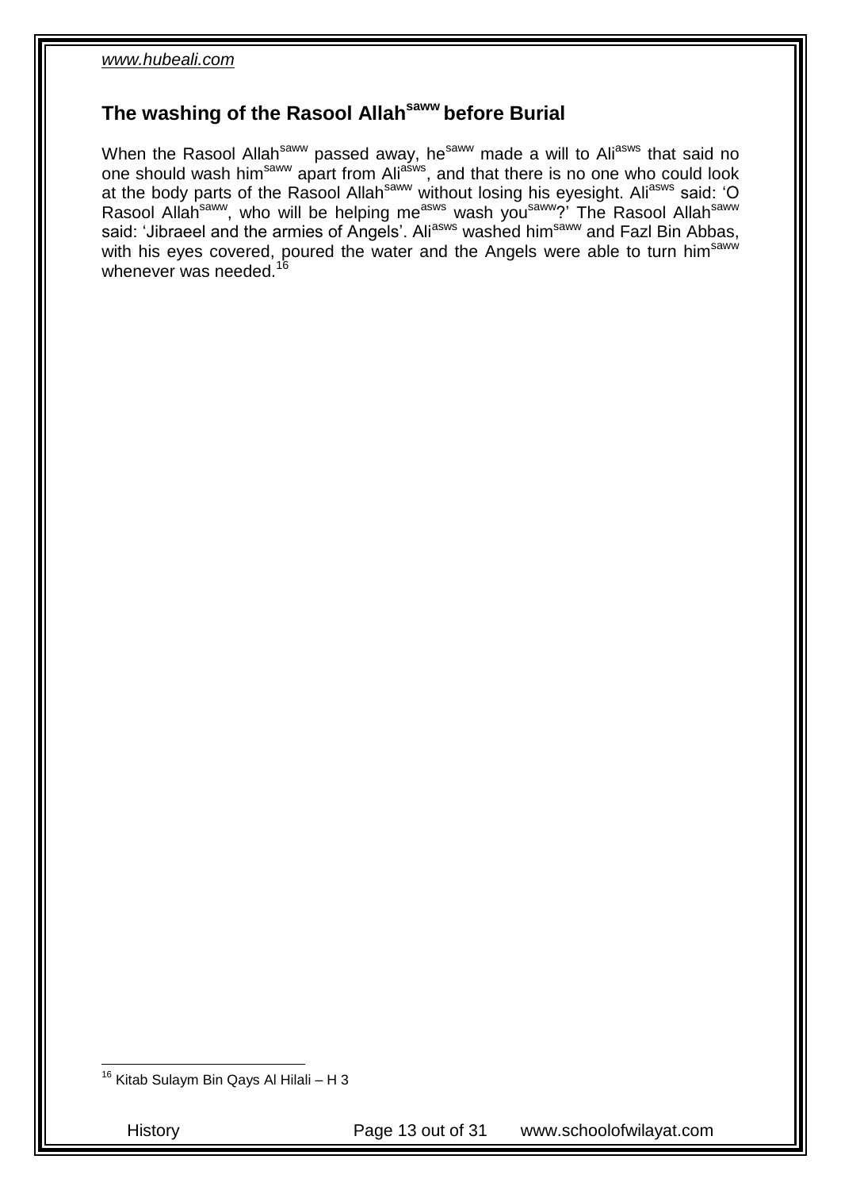## The washing of the Rasool Allah[saww] before Burial

When the Rasool Allah[saww] passed away, he[saww] made a will to Ali[asws] that said no one should wash him[saww] apart from Ali[asws], and that there is no one who could look at the body parts of the Rasool Allah[saww] without losing his eyesight. Ali[asws] said: 'O Rasool Allah[saww], who will be helping me[asws] wash you[saww]?' The Rasool Allah[saww] said: 'Jibraeel and the armies of Angels'. Ali[asws] washed him[saww] and Fazl Bin Abbas, with his eyes covered, poured the water and the Angels were able to turn him[saww] whenever was needed.[16]

[16] Kitab Sulaym Bin Qays Al Hilali – H 3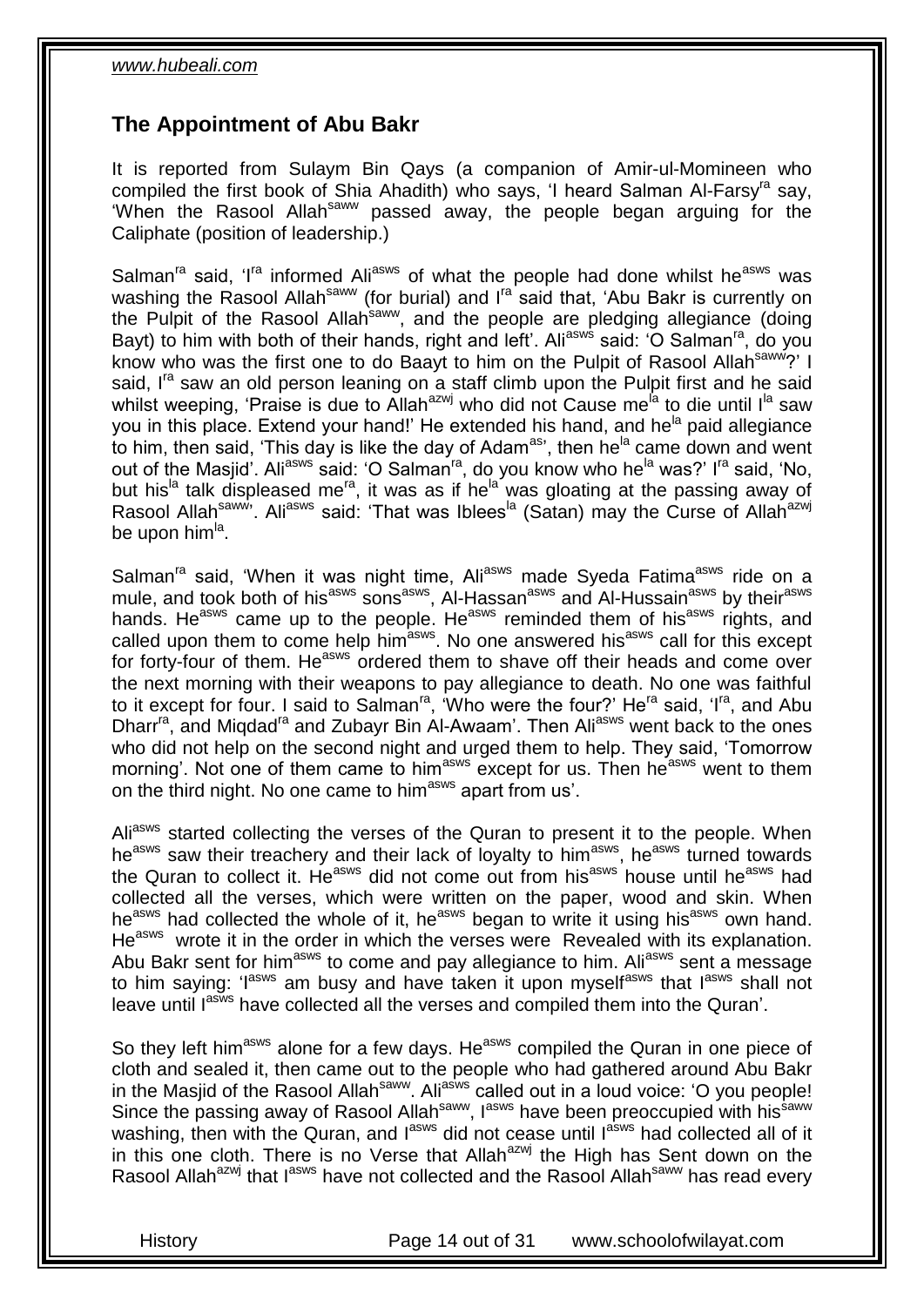## The Appointment of Abu Bakr

It is reported from Sulaym Bin Qays (a companion of Amir-ul-Momineen who compiled the first book of Shia Ahadith) who says, 'I heard Salman Al-Farsy[ra] say, 'When the Rasool Allah[saww] passed away, the people began arguing for the Caliphate (position of leadership.)

Salman[ra] said, 'I[ra] informed Ali[asws] of what the people had done whilst he[asws] was washing the Rasool Allah[saww] (for burial) and I[ra] said that, 'Abu Bakr is currently on the Pulpit of the Rasool Allah[saww], and the people are pledging allegiance (doing Bayt) to him with both of their hands, right and left'. Ali[asws] said: 'O Salman[ra], do you know who was the first one to do Baayt to him on the Pulpit of Rasool Allah[saww]?' I said, I[ra] saw an old person leaning on a staff climb upon the Pulpit first and he said whilst weeping, 'Praise is due to Allah[azwj] who did not Cause me[la] to die until I[la] saw you in this place. Extend your hand!' He extended his hand, and he[la] paid allegiance to him, then said, 'This day is like the day of Adam[as]', then he[la] came down and went out of the Masjid'. Ali[asws] said: 'O Salman[ra], do you know who he[la] was?' I[ra] said, 'No, but his[la] talk displeased me[ra], it was as if he[la] was gloating at the passing away of Rasool Allah[saww]'. Ali[asws] said: 'That was Iblees[la] (Satan) may the Curse of Allah[azwj] be upon him[la].

Salman[ra] said, 'When it was night time, Ali[asws] made Syeda Fatima[asws] ride on a mule, and took both of his[asws] sons[asws], Al-Hassan[asws] and Al-Hussain[asws] by their[asws] hands. He[asws] came up to the people. He[asws] reminded them of his[asws] rights, and called upon them to come help him[asws]. No one answered his[asws] call for this except for forty-four of them. He[asws] ordered them to shave off their heads and come over the next morning with their weapons to pay allegiance to death. No one was faithful to it except for four. I said to Salman[ra], 'Who were the four?' He[ra] said, 'I[ra], and Abu Dharr[ra], and Miqdad[ra] and Zubayr Bin Al-Awaam'. Then Ali[asws] went back to the ones who did not help on the second night and urged them to help. They said, 'Tomorrow morning'. Not one of them came to him[asws] except for us. Then he[asws] went to them on the third night. No one came to him[asws] apart from us'.

Ali[asws] started collecting the verses of the Quran to present it to the people. When he[asws] saw their treachery and their lack of loyalty to him[asws], he[asws] turned towards the Quran to collect it. He[asws] did not come out from his[asws] house until he[asws] had collected all the verses, which were written on the paper, wood and skin. When he[asws] had collected the whole of it, he[asws] began to write it using his[asws] own hand. He[asws] wrote it in the order in which the verses were Revealed with its explanation. Abu Bakr sent for him[asws] to come and pay allegiance to him. Ali[asws] sent a message to him saying: 'I[asws] am busy and have taken it upon myself[asws] that I[asws] shall not leave until I[asws] have collected all the verses and compiled them into the Quran'.

So they left him[asws] alone for a few days. He[asws] compiled the Quran in one piece of cloth and sealed it, then came out to the people who had gathered around Abu Bakr in the Masjid of the Rasool Allah[saww]. Ali[asws] called out in a loud voice: 'O you people! Since the passing away of Rasool Allah[saww], I[asws] have been preoccupied with his[saww] washing, then with the Quran, and I[asws] did not cease until I[asws] had collected all of it in this one cloth. There is no Verse that Allah[azwj] the High has Sent down on the Rasool Allah[azwj] that I[asws] have not collected and the Rasool Allah[saww] has read every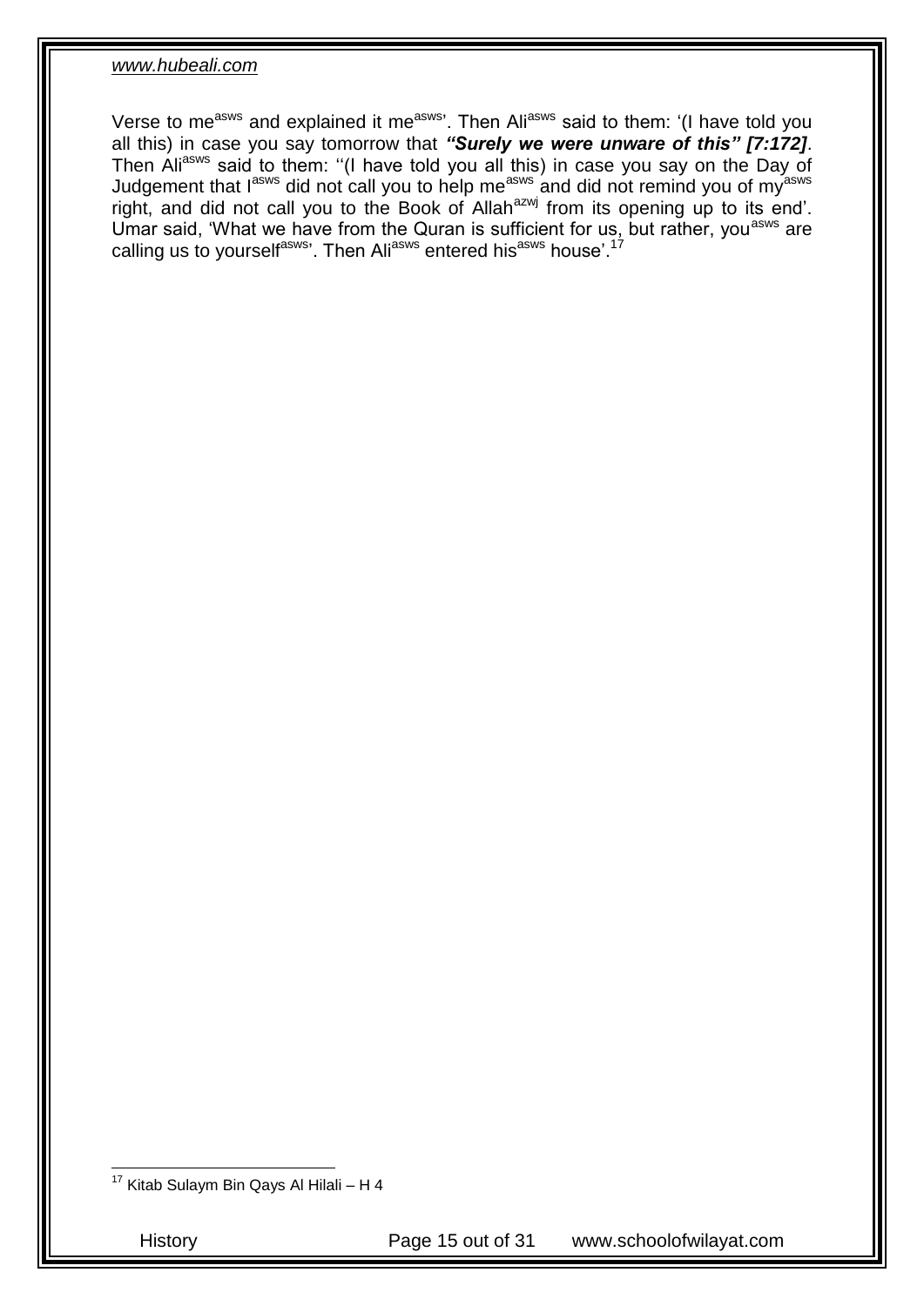Verse to me[asws] and explained it me[asws]'. Then Ali[asws] said to them: '(I have told you all this) in case you say tomorrow that ***"Surely we were unware of this" [7:172]***. Then Ali[asws] said to them: ''(I have told you all this) in case you say on the Day of Judgement that I[asws] did not call you to help me[asws] and did not remind you of my[asws] right, and did not call you to the Book of Allah[azwj] from its opening up to its end'. Umar said, 'What we have from the Quran is sufficient for us, but rather, you[asws] are calling us to yourself[asws]'. Then Ali[asws] entered his[asws] house'.[17]

---

[17] Kitab Sulaym Bin Qays Al Hilali – H 4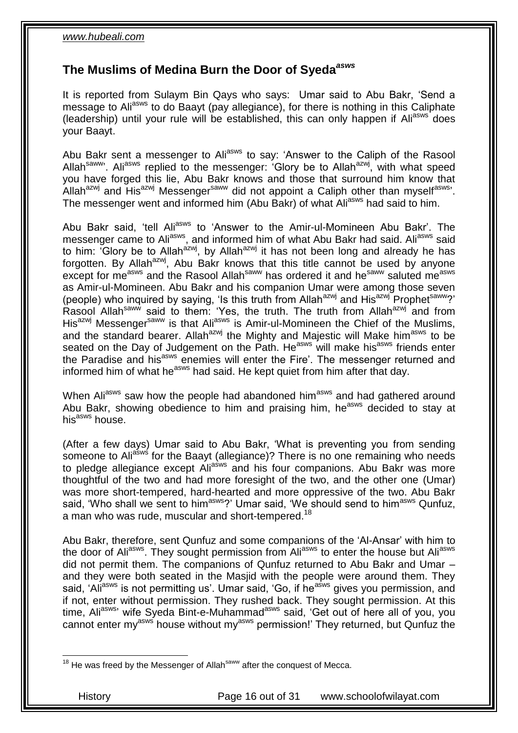## The Muslims of Medina Burn the Door of Syeda[asws]

It is reported from Sulaym Bin Qays who says: Umar said to Abu Bakr, 'Send a message to Ali[asws] to do Baayt (pay allegiance), for there is nothing in this Caliphate (leadership) until your rule will be established, this can only happen if Ali[asws] does your Baayt.

Abu Bakr sent a messenger to Ali[asws] to say: 'Answer to the Caliph of the Rasool Allah[saww]'. Ali[asws] replied to the messenger: 'Glory be to Allah[azwj], with what speed you have forged this lie, Abu Bakr knows and those that surround him know that Allah[azwj] and His[azwj] Messenger[saww] did not appoint a Caliph other than myself[asws]'. The messenger went and informed him (Abu Bakr) of what Ali[asws] had said to him.

Abu Bakr said, 'tell Ali[asws] to 'Answer to the Amir-ul-Momineen Abu Bakr'. The messenger came to Ali[asws], and informed him of what Abu Bakr had said. Ali[asws] said to him: 'Glory be to Allah[azwj], by Allah[azwj] it has not been long and already he has forgotten. By Allah[azwj], Abu Bakr knows that this title cannot be used by anyone except for me[asws] and the Rasool Allah[saww] has ordered it and he[saww] saluted me[asws] as Amir-ul-Momineen. Abu Bakr and his companion Umar were among those seven (people) who inquired by saying, 'Is this truth from Allah[azwj] and His[azwj] Prophet[saww]?' Rasool Allah[saww] said to them: 'Yes, the truth. The truth from Allah[azwj] and from His[azwj] Messenger[saww] is that Ali[asws] is Amir-ul-Momineen the Chief of the Muslims, and the standard bearer. Allah[azwj] the Mighty and Majestic will Make him[asws] to be seated on the Day of Judgement on the Path. He[asws] will make his[asws] friends enter the Paradise and his[asws] enemies will enter the Fire'. The messenger returned and informed him of what he[asws] had said. He kept quiet from him after that day.

When Ali[asws] saw how the people had abandoned him[asws] and had gathered around Abu Bakr, showing obedience to him and praising him, he[asws] decided to stay at his[asws] house.

(After a few days) Umar said to Abu Bakr, 'What is preventing you from sending someone to Ali[asws] for the Baayt (allegiance)? There is no one remaining who needs to pledge allegiance except Ali[asws] and his four companions. Abu Bakr was more thoughtful of the two and had more foresight of the two, and the other one (Umar) was more short-tempered, hard-hearted and more oppressive of the two. Abu Bakr said, 'Who shall we sent to him[asws]?' Umar said, 'We should send to him[asws] Qunfuz, a man who was rude, muscular and short-tempered.[18]

Abu Bakr, therefore, sent Qunfuz and some companions of the 'Al-Ansar' with him to the door of Ali[asws]. They sought permission from Ali[asws] to enter the house but Ali[asws] did not permit them. The companions of Qunfuz returned to Abu Bakr and Umar – and they were both seated in the Masjid with the people were around them. They said, 'Ali[asws] is not permitting us'. Umar said, 'Go, if he[asws] gives you permission, and if not, enter without permission. They rushed back. They sought permission. At this time, Ali[asws]' wife Syeda Bint-e-Muhammad[asws] said, 'Get out of here all of you, you cannot enter my[asws] house without my[asws] permission!' They returned, but Qunfuz the

[18] He was freed by the Messenger of Allah[saww] after the conquest of Mecca.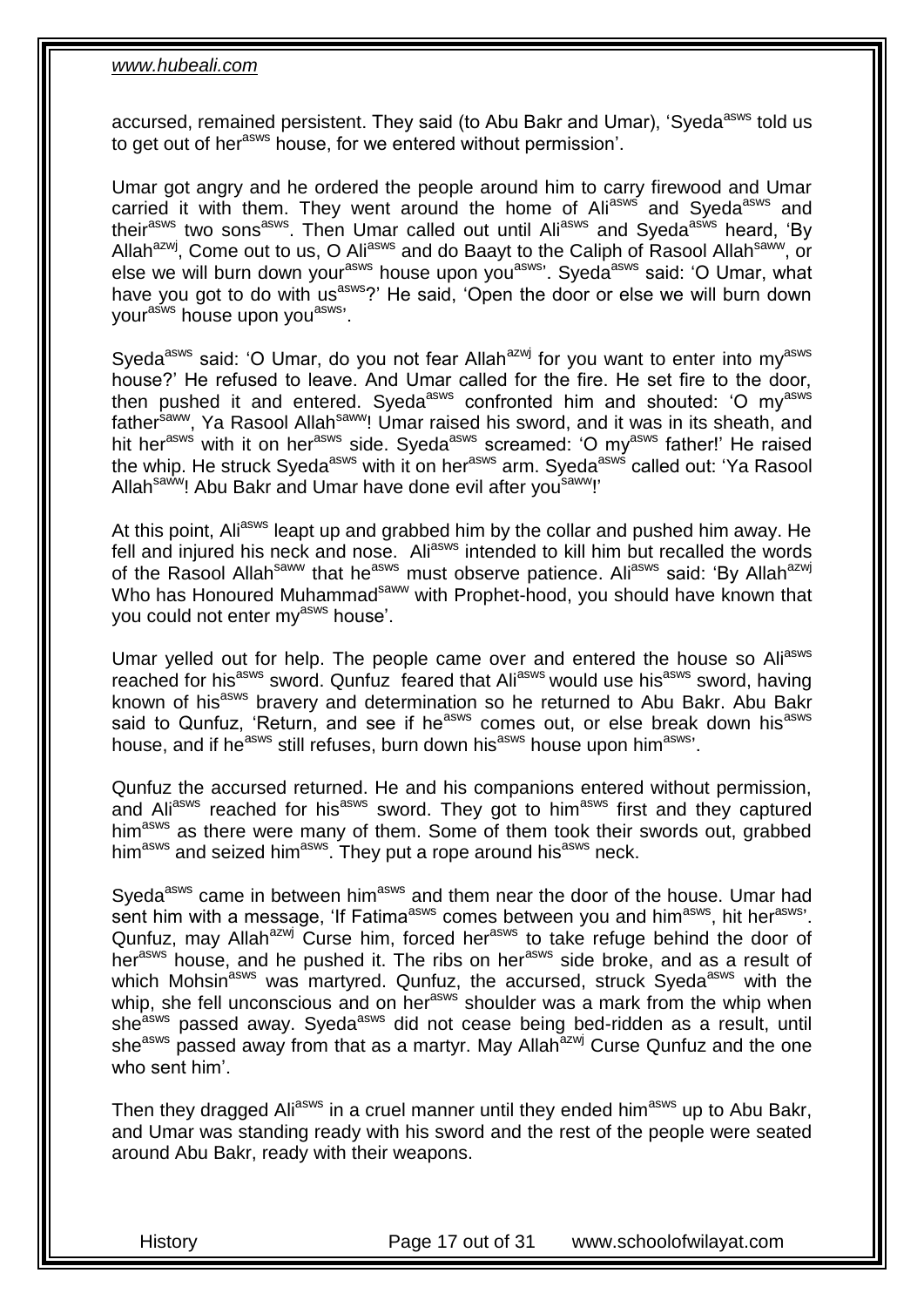accursed, remained persistent. They said (to Abu Bakr and Umar), 'Syeda[asws] told us to get out of her[asws] house, for we entered without permission'.

Umar got angry and he ordered the people around him to carry firewood and Umar carried it with them. They went around the home of Ali[asws] and Syeda[asws] and their[asws] two sons[asws]. Then Umar called out until Ali[asws] and Syeda[asws] heard, 'By Allah[azwj], Come out to us, O Ali[asws] and do Baayt to the Caliph of Rasool Allah[saww], or else we will burn down your[asws] house upon you[asws]'. Syeda[asws] said: 'O Umar, what have you got to do with us[asws]?' He said, 'Open the door or else we will burn down your[asws] house upon you[asws]'.

Syeda[asws] said: 'O Umar, do you not fear Allah[azwj] for you want to enter into my[asws] house?' He refused to leave. And Umar called for the fire. He set fire to the door, then pushed it and entered. Syeda[asws] confronted him and shouted: 'O my[asws] father[saww], Ya Rasool Allah[saww]! Umar raised his sword, and it was in its sheath, and hit her[asws] with it on her[asws] side. Syeda[asws] screamed: 'O my[asws] father!' He raised the whip. He struck Syeda[asws] with it on her[asws] arm. Syeda[asws] called out: 'Ya Rasool Allah[saww]! Abu Bakr and Umar have done evil after you[saww]!'

At this point, Ali[asws] leapt up and grabbed him by the collar and pushed him away. He fell and injured his neck and nose. Ali[asws] intended to kill him but recalled the words of the Rasool Allah[saww] that he[asws] must observe patience. Ali[asws] said: 'By Allah[azwj] Who has Honoured Muhammad[saww] with Prophet-hood, you should have known that you could not enter my[asws] house'.

Umar yelled out for help. The people came over and entered the house so Ali[asws] reached for his[asws] sword. Qunfuz feared that Ali[asws] would use his[asws] sword, having known of his[asws] bravery and determination so he returned to Abu Bakr. Abu Bakr said to Qunfuz, 'Return, and see if he[asws] comes out, or else break down his[asws] house, and if he[asws] still refuses, burn down his[asws] house upon him[asws]'.

Qunfuz the accursed returned. He and his companions entered without permission, and Ali[asws] reached for his[asws] sword. They got to him[asws] first and they captured him[asws] as there were many of them. Some of them took their swords out, grabbed him[asws] and seized him[asws]. They put a rope around his[asws] neck.

Syeda[asws] came in between him[asws] and them near the door of the house. Umar had sent him with a message, 'If Fatima[asws] comes between you and him[asws], hit her[asws]'. Qunfuz, may Allah[azwj] Curse him, forced her[asws] to take refuge behind the door of her[asws] house, and he pushed it. The ribs on her[asws] side broke, and as a result of which Mohsin[asws] was martyred. Qunfuz, the accursed, struck Syeda[asws] with the whip, she fell unconscious and on her[asws] shoulder was a mark from the whip when she[asws] passed away. Syeda[asws] did not cease being bed-ridden as a result, until she[asws] passed away from that as a martyr. May Allah[azwj] Curse Qunfuz and the one who sent him'.

Then they dragged Ali[asws] in a cruel manner until they ended him[asws] up to Abu Bakr, and Umar was standing ready with his sword and the rest of the people were seated around Abu Bakr, ready with their weapons.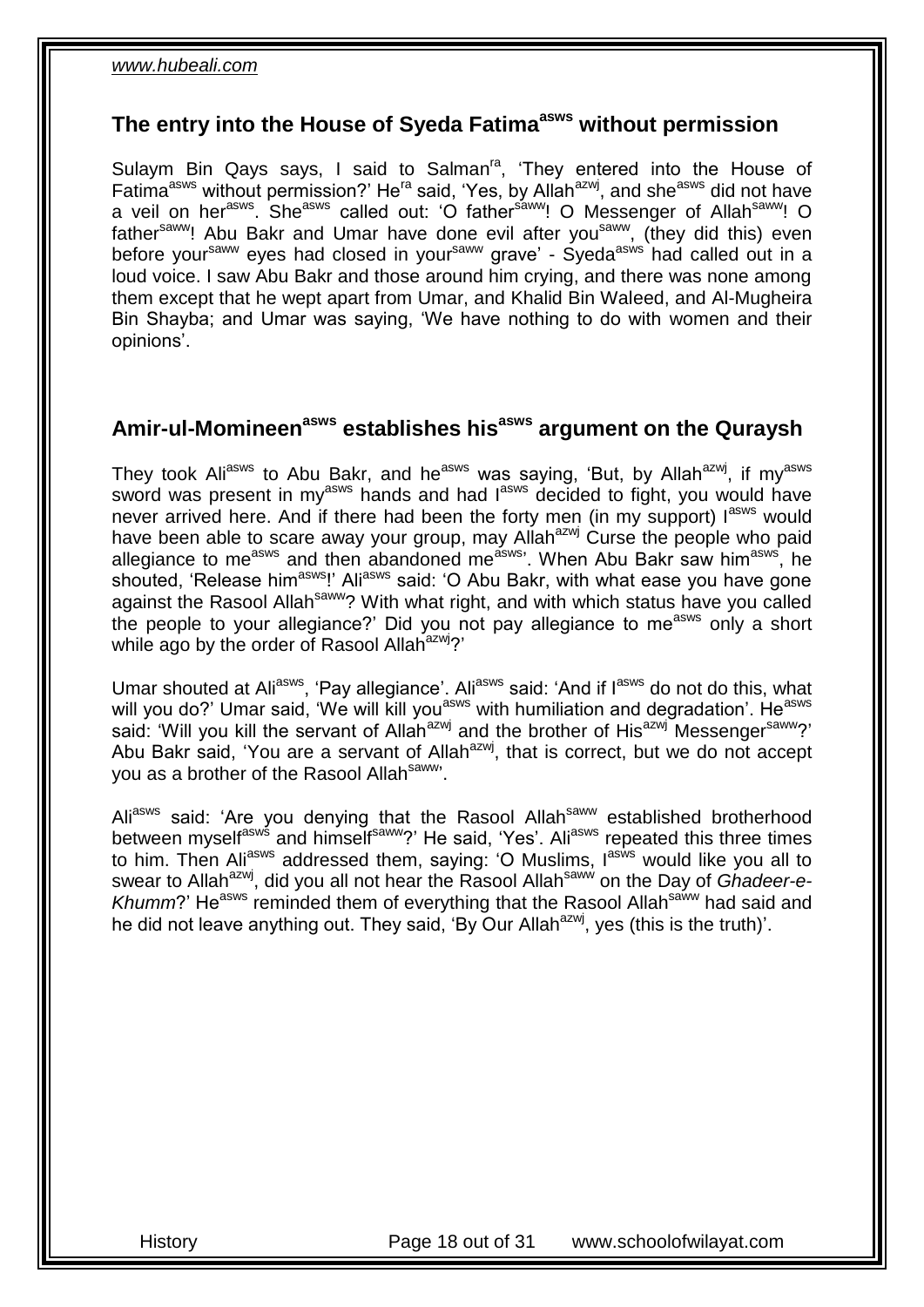## The entry into the House of Syeda Fatima[asws] without permission

Sulaym Bin Qays says, I said to Salman[ra], 'They entered into the House of Fatima[asws] without permission?' He[ra] said, 'Yes, by Allah[azwj], and she[asws] did not have a veil on her[asws]. She[asws] called out: 'O father[saww]! O Messenger of Allah[saww]! O father[saww]! Abu Bakr and Umar have done evil after you[saww], (they did this) even before your[saww] eyes had closed in your[saww] grave' - Syeda[asws] had called out in a loud voice. I saw Abu Bakr and those around him crying, and there was none among them except that he wept apart from Umar, and Khalid Bin Waleed, and Al-Mugheira Bin Shayba; and Umar was saying, 'We have nothing to do with women and their opinions'.

## Amir-ul-Momineen[asws] establishes his[asws] argument on the Quraysh

They took Ali[asws] to Abu Bakr, and he[asws] was saying, 'But, by Allah[azwj], if my[asws] sword was present in my[asws] hands and had I[asws] decided to fight, you would have never arrived here. And if there had been the forty men (in my support) I[asws] would have been able to scare away your group, may Allah[azwj] Curse the people who paid allegiance to me[asws] and then abandoned me[asws]'. When Abu Bakr saw him[asws], he shouted, 'Release him[asws]!' Ali[asws] said: 'O Abu Bakr, with what ease you have gone against the Rasool Allah[saww]? With what right, and with which status have you called the people to your allegiance?' Did you not pay allegiance to me[asws] only a short while ago by the order of Rasool Allah[azwj]?'

Umar shouted at Ali[asws], 'Pay allegiance'. Ali[asws] said: 'And if I[asws] do not do this, what will you do?' Umar said, 'We will kill you[asws] with humiliation and degradation'. He[asws] said: 'Will you kill the servant of Allah[azwj] and the brother of His[azwj] Messenger[saww]?' Abu Bakr said, 'You are a servant of Allah[azwj], that is correct, but we do not accept you as a brother of the Rasool Allah[saww]'.

Ali[asws] said: 'Are you denying that the Rasool Allah[saww] established brotherhood between myself[asws] and himself[saww]?' He said, 'Yes'. Ali[asws] repeated this three times to him. Then Ali[asws] addressed them, saying: 'O Muslims, I[asws] would like you all to swear to Allah[azwj], did you all not hear the Rasool Allah[saww] on the Day of *Ghadeer-e-Khumm*?' He[asws] reminded them of everything that the Rasool Allah[saww] had said and he did not leave anything out. They said, 'By Our Allah[azwj], yes (this is the truth)'.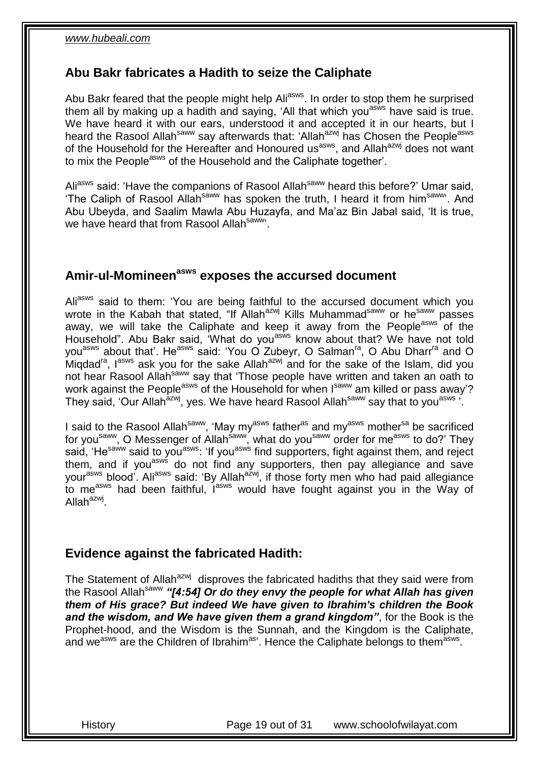## Abu Bakr fabricates a Hadith to seize the Caliphate

Abu Bakr feared that the people might help Ali[asws]. In order to stop them he surprised them all by making up a hadith and saying, 'All that which you[asws] have said is true. We have heard it with our ears, understood it and accepted it in our hearts, but I heard the Rasool Allah[saww] say afterwards that: 'Allah[azwj] has Chosen the People[asws] of the Household for the Hereafter and Honoured us[asws], and Allah[azwj] does not want to mix the People[asws] of the Household and the Caliphate together'.

Ali[asws] said: 'Have the companions of Rasool Allah[saww] heard this before?' Umar said, 'The Caliph of Rasool Allah[saww] has spoken the truth, I heard it from him[saww]'. And Abu Ubeyda, and Saalim Mawla Abu Huzayfa, and Ma'az Bin Jabal said, 'It is true, we have heard that from Rasool Allah[saww]'.

## Amir-ul-Momineen[asws] exposes the accursed document

Ali[asws] said to them: 'You are being faithful to the accursed document which you wrote in the Kabah that stated, "If Allah[azwj] Kills Muhammad[saww] or he[saww] passes away, we will take the Caliphate and keep it away from the People[asws] of the Household". Abu Bakr said, 'What do you[asws] know about that? We have not told you[asws] about that'. He[asws] said: 'You O Zubeyr, O Salman[ra], O Abu Dharr[ra] and O Miqdad[ra], I[asws] ask you for the sake Allah[azwj] and for the sake of the Islam, did you not hear Rasool Allah[saww] say that 'Those people have written and taken an oath to work against the People[asws] of the Household for when I[saww] am killed or pass away'? They said, 'Our Allah[azwj], yes. We have heard Rasool Allah[saww] say that to you[asws] '.

I said to the Rasool Allah[saww], 'May my[asws] father[as] and my[asws] mother[sa] be sacrificed for you[saww], O Messenger of Allah[saww], what do you[saww] order for me[asws] to do?' They said, 'He[saww] said to you[asws]: 'If you[asws] find supporters, fight against them, and reject them, and if you[asws] do not find any supporters, then pay allegiance and save your[asws] blood'. Ali[asws] said: 'By Allah[azwj], if those forty men who had paid allegiance to me[asws] had been faithful, I[asws] would have fought against you in the Way of Allah[azwj].

## Evidence against the fabricated Hadith:

The Statement of Allah[azwj] disproves the fabricated hadiths that they said were from the Rasool Allah[saww] ***"[4:54] Or do they envy the people for what Allah has given them of His grace? But indeed We have given to Ibrahim's children the Book and the wisdom, and We have given them a grand kingdom"***, for the Book is the Prophet-hood, and the Wisdom is the Sunnah, and the Kingdom is the Caliphate, and we[asws] are the Children of Ibrahim[as]'. Hence the Caliphate belongs to them[asws].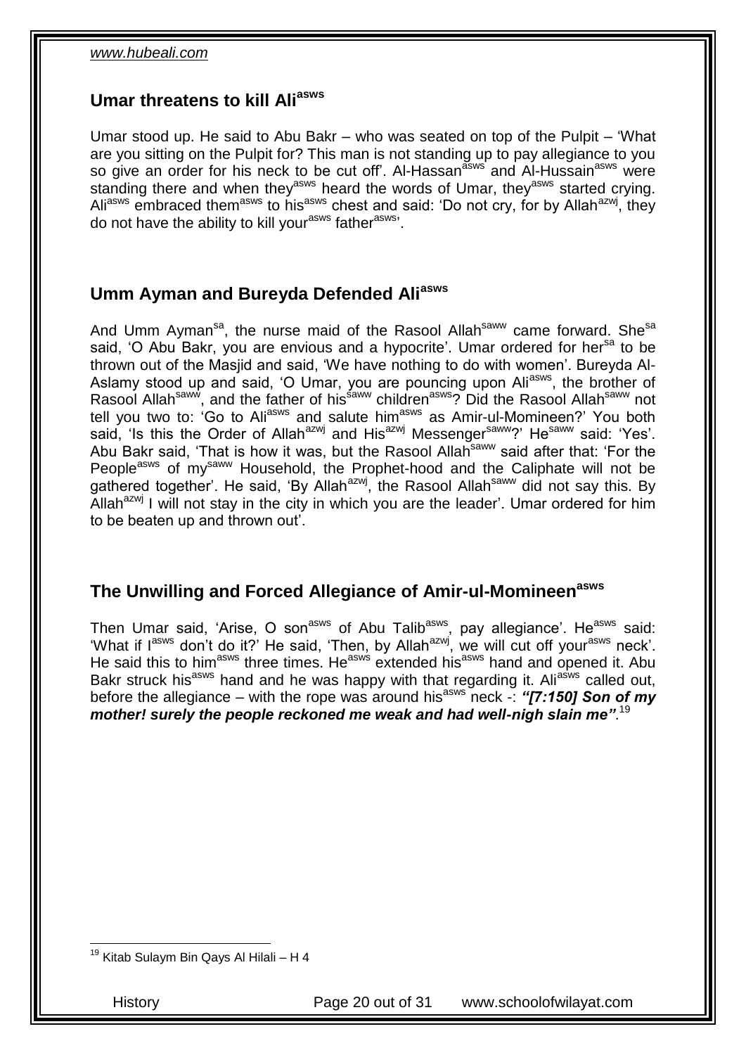## Umar threatens to kill Ali[asws]

Umar stood up. He said to Abu Bakr – who was seated on top of the Pulpit – 'What are you sitting on the Pulpit for? This man is not standing up to pay allegiance to you so give an order for his neck to be cut off'. Al-Hassan[asws] and Al-Hussain[asws] were standing there and when they[asws] heard the words of Umar, they[asws] started crying. Ali[asws] embraced them[asws] to his[asws] chest and said: 'Do not cry, for by Allah[azwj], they do not have the ability to kill your[asws] father[asws]'.

## Umm Ayman and Bureyda Defended Ali[asws]

And Umm Ayman[sa], the nurse maid of the Rasool Allah[saww] came forward. She[sa] said, 'O Abu Bakr, you are envious and a hypocrite'. Umar ordered for her[sa] to be thrown out of the Masjid and said, 'We have nothing to do with women'. Bureyda Al-Aslamy stood up and said, 'O Umar, you are pouncing upon Ali[asws], the brother of Rasool Allah[saww], and the father of his[saww] children[asws]? Did the Rasool Allah[saww] not tell you two to: 'Go to Ali[asws] and salute him[asws] as Amir-ul-Momineen?' You both said, 'Is this the Order of Allah[azwj] and His[azwj] Messenger[saww]?' He[saww] said: 'Yes'. Abu Bakr said, 'That is how it was, but the Rasool Allah[saww] said after that: 'For the People[asws] of my[saww] Household, the Prophet-hood and the Caliphate will not be gathered together'. He said, 'By Allah[azwj], the Rasool Allah[saww] did not say this. By Allah[azwj] I will not stay in the city in which you are the leader'. Umar ordered for him to be beaten up and thrown out'.

## The Unwilling and Forced Allegiance of Amir-ul-Momineen[asws]

Then Umar said, 'Arise, O son[asws] of Abu Talib[asws], pay allegiance'. He[asws] said: 'What if I[asws] don't do it?' He said, 'Then, by Allah[azwj], we will cut off your[asws] neck'. He said this to him[asws] three times. He[asws] extended his[asws] hand and opened it. Abu Bakr struck his[asws] hand and he was happy with that regarding it. Ali[asws] called out, before the allegiance – with the rope was around his[asws] neck -: ***"[7:150] Son of my mother! surely the people reckoned me weak and had well-nigh slain me"***.[19]

---

[19] Kitab Sulaym Bin Qays Al Hilali – H 4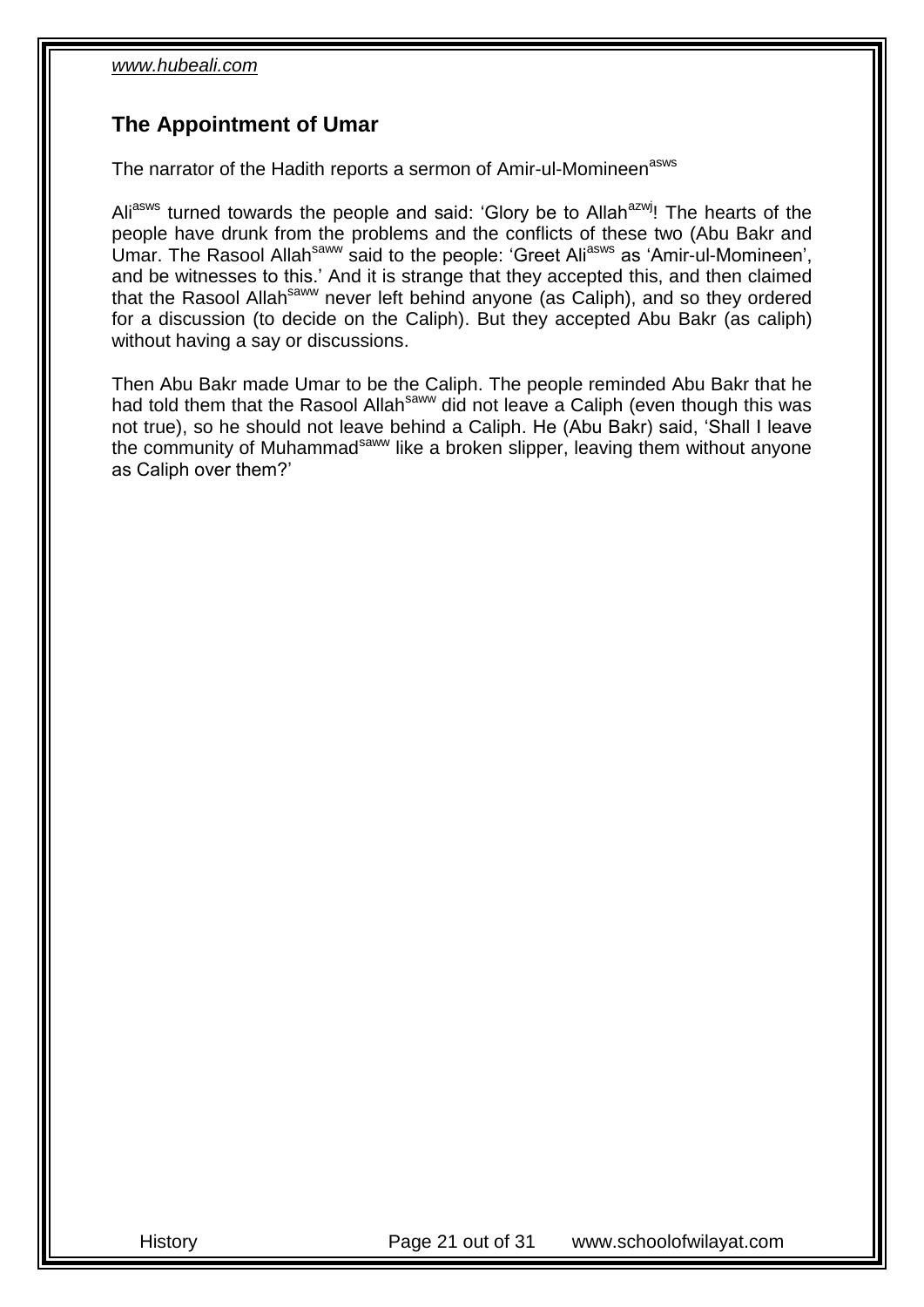## The Appointment of Umar

The narrator of the Hadith reports a sermon of Amir-ul-Momineen[asws]

Ali[asws] turned towards the people and said: 'Glory be to Allah[azwj]! The hearts of the people have drunk from the problems and the conflicts of these two (Abu Bakr and Umar. The Rasool Allah[saww] said to the people: 'Greet Ali[asws] as 'Amir-ul-Momineen', and be witnesses to this.' And it is strange that they accepted this, and then claimed that the Rasool Allah[saww] never left behind anyone (as Caliph), and so they ordered for a discussion (to decide on the Caliph). But they accepted Abu Bakr (as caliph) without having a say or discussions.

Then Abu Bakr made Umar to be the Caliph. The people reminded Abu Bakr that he had told them that the Rasool Allah[saww] did not leave a Caliph (even though this was not true), so he should not leave behind a Caliph. He (Abu Bakr) said, 'Shall I leave the community of Muhammad[saww] like a broken slipper, leaving them without anyone as Caliph over them?'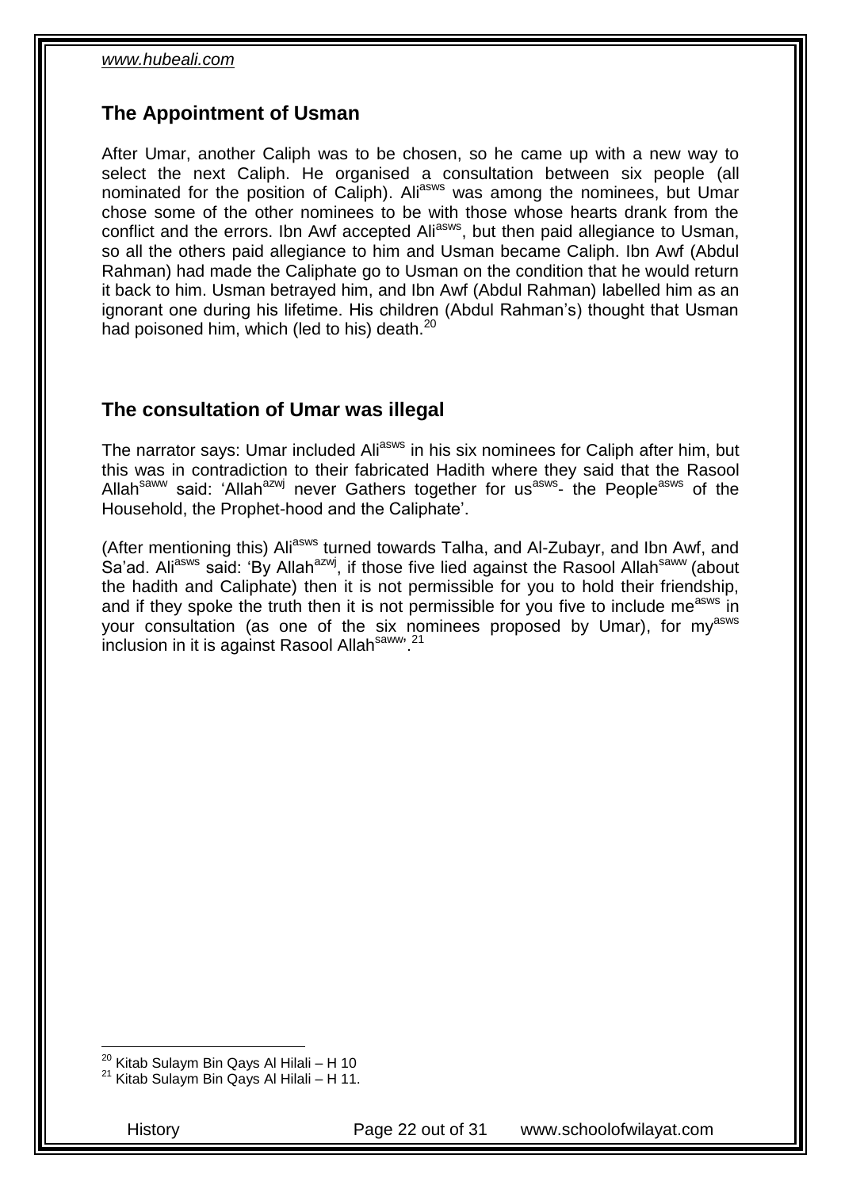## The Appointment of Usman

After Umar, another Caliph was to be chosen, so he came up with a new way to select the next Caliph. He organised a consultation between six people (all nominated for the position of Caliph). Ali[asws] was among the nominees, but Umar chose some of the other nominees to be with those whose hearts drank from the conflict and the errors. Ibn Awf accepted Ali[asws], but then paid allegiance to Usman, so all the others paid allegiance to him and Usman became Caliph. Ibn Awf (Abdul Rahman) had made the Caliphate go to Usman on the condition that he would return it back to him. Usman betrayed him, and Ibn Awf (Abdul Rahman) labelled him as an ignorant one during his lifetime. His children (Abdul Rahman's) thought that Usman had poisoned him, which (led to his) death.[20]

## The consultation of Umar was illegal

The narrator says: Umar included Ali[asws] in his six nominees for Caliph after him, but this was in contradiction to their fabricated Hadith where they said that the Rasool Allah[saww] said: 'Allah[azwj] never Gathers together for us[asws]- the People[asws] of the Household, the Prophet-hood and the Caliphate'.

(After mentioning this) Ali[asws] turned towards Talha, and Al-Zubayr, and Ibn Awf, and Sa'ad. Ali[asws] said: 'By Allah[azwj], if those five lied against the Rasool Allah[saww] (about the hadith and Caliphate) then it is not permissible for you to hold their friendship, and if they spoke the truth then it is not permissible for you five to include me[asws] in your consultation (as one of the six nominees proposed by Umar), for my[asws] inclusion in it is against Rasool Allah[saww]'.[21]

[20] Kitab Sulaym Bin Qays Al Hilali – H 10
[21] Kitab Sulaym Bin Qays Al Hilali – H 11.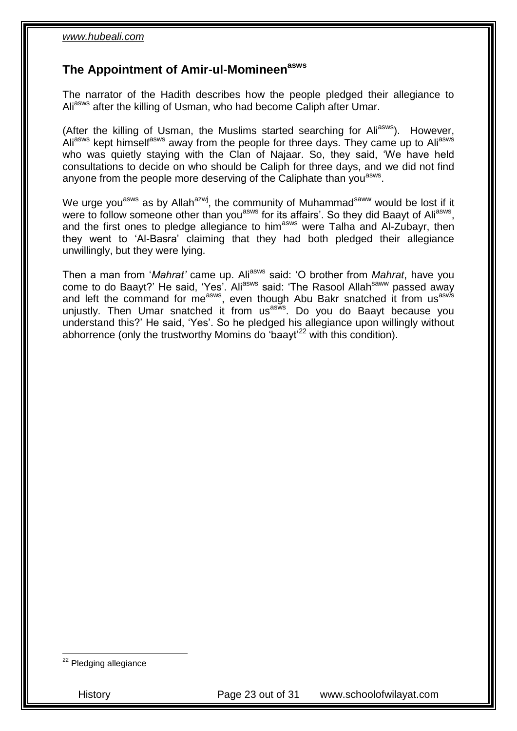## The Appointment of Amir-ul-Momineen[asws]

The narrator of the Hadith describes how the people pledged their allegiance to Ali[asws] after the killing of Usman, who had become Caliph after Umar.

(After the killing of Usman, the Muslims started searching for Ali[asws]). However, Ali[asws] kept himself[asws] away from the people for three days. They came up to Ali[asws] who was quietly staying with the Clan of Najaar. So, they said, 'We have held consultations to decide on who should be Caliph for three days, and we did not find anyone from the people more deserving of the Caliphate than you[asws].

We urge you[asws] as by Allah[azwj], the community of Muhammad[saww] would be lost if it were to follow someone other than you[asws] for its affairs'. So they did Baayt of Ali[asws], and the first ones to pledge allegiance to him[asws] were Talha and Al-Zubayr, then they went to 'Al-Basra' claiming that they had both pledged their allegiance unwillingly, but they were lying.

Then a man from '*Mahrat'* came up. Ali[asws] said: 'O brother from *Mahrat*, have you come to do Baayt?' He said, 'Yes'. Ali[asws] said: 'The Rasool Allah[saww] passed away and left the command for me[asws], even though Abu Bakr snatched it from us[asws] unjustly. Then Umar snatched it from us[asws]. Do you do Baayt because you understand this?' He said, 'Yes'. So he pledged his allegiance upon willingly without abhorrence (only the trustworthy Momins do 'baayt'[22] with this condition).

[22] Pledging allegiance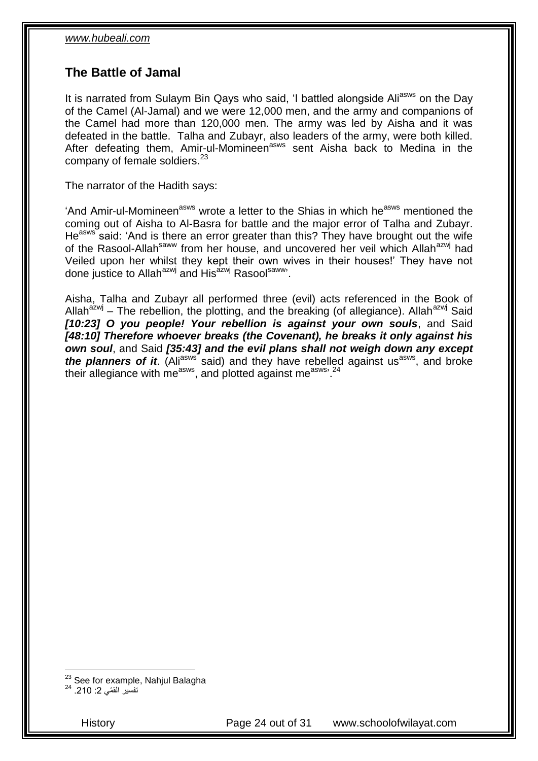## The Battle of Jamal

It is narrated from Sulaym Bin Qays who said, 'I battled alongside Ali[asws] on the Day of the Camel (Al-Jamal) and we were 12,000 men, and the army and companions of the Camel had more than 120,000 men. The army was led by Aisha and it was defeated in the battle. Talha and Zubayr, also leaders of the army, were both killed. After defeating them, Amir-ul-Momineen[asws] sent Aisha back to Medina in the company of female soldiers.[23]

The narrator of the Hadith says:

'And Amir-ul-Momineen[asws] wrote a letter to the Shias in which he[asws] mentioned the coming out of Aisha to Al-Basra for battle and the major error of Talha and Zubayr. He[asws] said: 'And is there an error greater than this? They have brought out the wife of the Rasool-Allah[saww] from her house, and uncovered her veil which Allah[azwj] had Veiled upon her whilst they kept their own wives in their houses!' They have not done justice to Allah[azwj] and His[azwj] Rasool[saww]'.

Aisha, Talha and Zubayr all performed three (evil) acts referenced in the Book of Allah[azwj] – The rebellion, the plotting, and the breaking (of allegiance). Allah[azwj] Said ***[10:23] O you people! Your rebellion is against your own souls***, and Said ***[48:10] Therefore whoever breaks (the Covenant), he breaks it only against his own soul***, and Said ***[35:43] and the evil plans shall not weigh down any except the planners of it***. (Ali[asws] said) and they have rebelled against us[asws], and broke their allegiance with me[asws], and plotted against me[asws]'.[24]

---

[23] See for example, Nahjul Balagha

[24] تفسير القمّي 2: 210.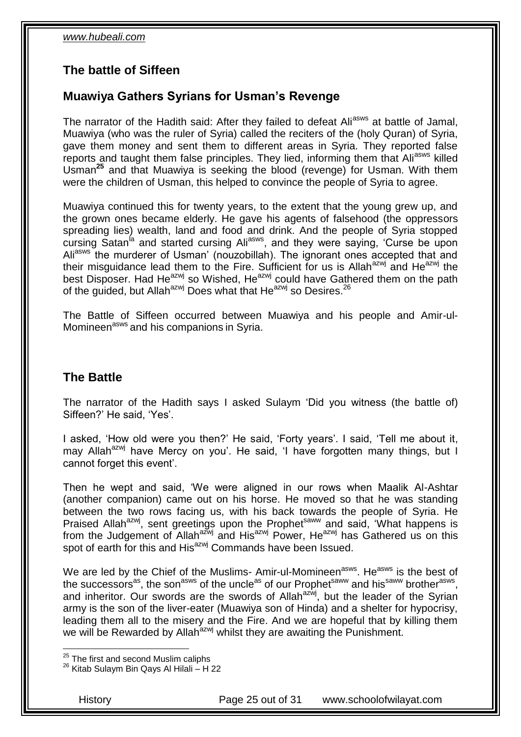## The battle of Siffeen

### Muawiya Gathers Syrians for Usman's Revenge

The narrator of the Hadith said: After they failed to defeat Ali[asws] at battle of Jamal, Muawiya (who was the ruler of Syria) called the reciters of the (holy Quran) of Syria, gave them money and sent them to different areas in Syria. They reported false reports and taught them false principles. They lied, informing them that Ali[asws] killed Usman[25] and that Muawiya is seeking the blood (revenge) for Usman. With them were the children of Usman, this helped to convince the people of Syria to agree.

Muawiya continued this for twenty years, to the extent that the young grew up, and the grown ones became elderly. He gave his agents of falsehood (the oppressors spreading lies) wealth, land and food and drink. And the people of Syria stopped cursing Satan[la] and started cursing Ali[asws], and they were saying, 'Curse be upon Ali[asws] the murderer of Usman' (nouzobillah). The ignorant ones accepted that and their misguidance lead them to the Fire. Sufficient for us is Allah[azwj] and He[azwj] the best Disposer. Had He[azwj] so Wished, He[azwj] could have Gathered them on the path of the guided, but Allah[azwj] Does what that He[azwj] so Desires.[26]

The Battle of Siffeen occurred between Muawiya and his people and Amir-ul-Momineen[asws] and his companions in Syria.

## The Battle

The narrator of the Hadith says I asked Sulaym 'Did you witness (the battle of) Siffeen?' He said, 'Yes'.

I asked, 'How old were you then?' He said, 'Forty years'. I said, 'Tell me about it, may Allah[azwj] have Mercy on you'. He said, 'I have forgotten many things, but I cannot forget this event'.

Then he wept and said, 'We were aligned in our rows when Maalik Al-Ashtar (another companion) came out on his horse. He moved so that he was standing between the two rows facing us, with his back towards the people of Syria. He Praised Allah[azwj], sent greetings upon the Prophet[saww] and said, 'What happens is from the Judgement of Allah[azwj] and His[azwj] Power, He[azwj] has Gathered us on this spot of earth for this and His[azwj] Commands have been Issued.

We are led by the Chief of the Muslims- Amir-ul-Momineen[asws]. He[asws] is the best of the successors[as], the son[asws] of the uncle[as] of our Prophet[saww] and his[saww] brother[asws], and inheritor. Our swords are the swords of Allah[azwj], but the leader of the Syrian army is the son of the liver-eater (Muawiya son of Hinda) and a shelter for hypocrisy, leading them all to the misery and the Fire. And we are hopeful that by killing them we will be Rewarded by Allah[azwj] whilst they are awaiting the Punishment.

---

[25] The first and second Muslim caliphs

[26] Kitab Sulaym Bin Qays Al Hilali – H 22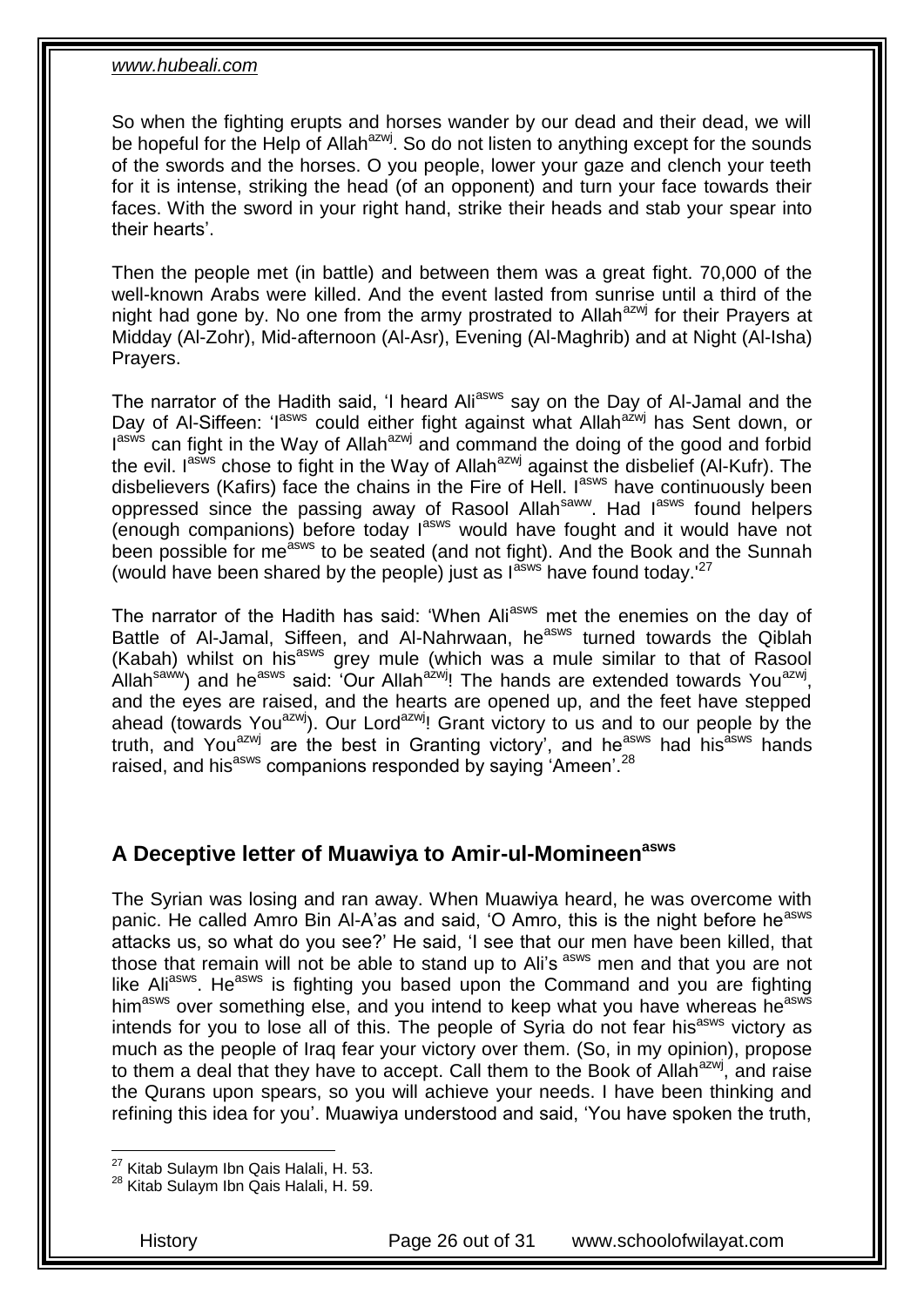So when the fighting erupts and horses wander by our dead and their dead, we will be hopeful for the Help of Allah[azwj]. So do not listen to anything except for the sounds of the swords and the horses. O you people, lower your gaze and clench your teeth for it is intense, striking the head (of an opponent) and turn your face towards their faces. With the sword in your right hand, strike their heads and stab your spear into their hearts'.

Then the people met (in battle) and between them was a great fight. 70,000 of the well-known Arabs were killed. And the event lasted from sunrise until a third of the night had gone by. No one from the army prostrated to Allah[azwj] for their Prayers at Midday (Al-Zohr), Mid-afternoon (Al-Asr), Evening (Al-Maghrib) and at Night (Al-Isha) Prayers.

The narrator of the Hadith said, 'I heard Ali[asws] say on the Day of Al-Jamal and the Day of Al-Siffeen: 'I[asws] could either fight against what Allah[azwj] has Sent down, or I[asws] can fight in the Way of Allah[azwj] and command the doing of the good and forbid the evil. I[asws] chose to fight in the Way of Allah[azwj] against the disbelief (Al-Kufr). The disbelievers (Kafirs) face the chains in the Fire of Hell. I[asws] have continuously been oppressed since the passing away of Rasool Allah[saww]. Had I[asws] found helpers (enough companions) before today I[asws] would have fought and it would have not been possible for me[asws] to be seated (and not fight). And the Book and the Sunnah (would have been shared by the people) just as I[asws] have found today.'[27]

The narrator of the Hadith has said: 'When Ali[asws] met the enemies on the day of Battle of Al-Jamal, Siffeen, and Al-Nahrwaan, he[asws] turned towards the Qiblah (Kabah) whilst on his[asws] grey mule (which was a mule similar to that of Rasool Allah[saww]) and he[asws] said: 'Our Allah[azwj]! The hands are extended towards You[azwj], and the eyes are raised, and the hearts are opened up, and the feet have stepped ahead (towards You[azwj]). Our Lord[azwj]! Grant victory to us and to our people by the truth, and You[azwj] are the best in Granting victory', and he[asws] had his[asws] hands raised, and his[asws] companions responded by saying 'Ameen'.[28]

## A Deceptive letter of Muawiya to Amir-ul-Momineen[asws]

The Syrian was losing and ran away. When Muawiya heard, he was overcome with panic. He called Amro Bin Al-A'as and said, 'O Amro, this is the night before he[asws] attacks us, so what do you see?' He said, 'I see that our men have been killed, that those that remain will not be able to stand up to Ali's [asws] men and that you are not like Ali[asws]. He[asws] is fighting you based upon the Command and you are fighting him[asws] over something else, and you intend to keep what you have whereas he[asws] intends for you to lose all of this. The people of Syria do not fear his[asws] victory as much as the people of Iraq fear your victory over them. (So, in my opinion), propose to them a deal that they have to accept. Call them to the Book of Allah[azwj], and raise the Qurans upon spears, so you will achieve your needs. I have been thinking and refining this idea for you'. Muawiya understood and said, 'You have spoken the truth,

[27] Kitab Sulaym Ibn Qais Halali, H. 53.

[28] Kitab Sulaym Ibn Qais Halali, H. 59.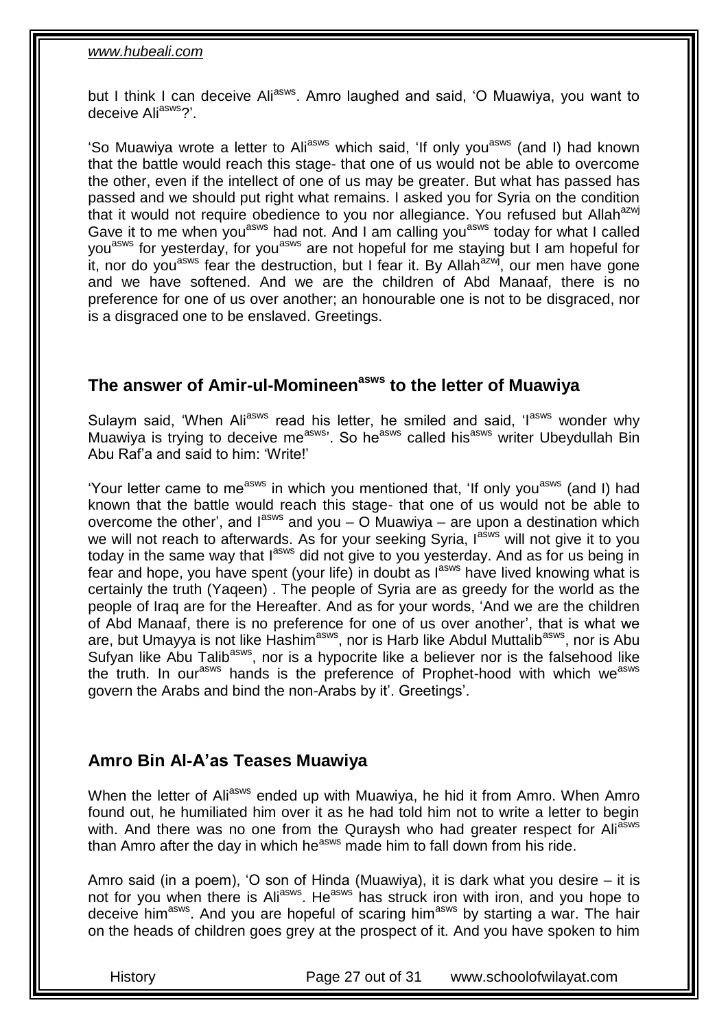but I think I can deceive Ali[asws]. Amro laughed and said, 'O Muawiya, you want to deceive Ali[asws]?'.

'So Muawiya wrote a letter to Ali[asws] which said, 'If only you[asws] (and I) had known that the battle would reach this stage- that one of us would not be able to overcome the other, even if the intellect of one of us may be greater. But what has passed has passed and we should put right what remains. I asked you for Syria on the condition that it would not require obedience to you nor allegiance. You refused but Allah[azwj] Gave it to me when you[asws] had not. And I am calling you[asws] today for what I called you[asws] for yesterday, for you[asws] are not hopeful for me staying but I am hopeful for it, nor do you[asws] fear the destruction, but I fear it. By Allah[azwj], our men have gone and we have softened. And we are the children of Abd Manaaf, there is no preference for one of us over another; an honourable one is not to be disgraced, nor is a disgraced one to be enslaved. Greetings.

## The answer of Amir-ul-Momineen[asws] to the letter of Muawiya

Sulaym said, 'When Ali[asws] read his letter, he smiled and said, 'I[asws] wonder why Muawiya is trying to deceive me[asws]'. So he[asws] called his[asws] writer Ubeydullah Bin Abu Raf'a and said to him: 'Write!'

'Your letter came to me[asws] in which you mentioned that, 'If only you[asws] (and I) had known that the battle would reach this stage- that one of us would not be able to overcome the other', and I[asws] and you – O Muawiya – are upon a destination which we will not reach to afterwards. As for your seeking Syria, I[asws] will not give it to you today in the same way that I[asws] did not give to you yesterday. And as for us being in fear and hope, you have spent (your life) in doubt as I[asws] have lived knowing what is certainly the truth (Yaqeen) . The people of Syria are as greedy for the world as the people of Iraq are for the Hereafter. And as for your words, 'And we are the children of Abd Manaaf, there is no preference for one of us over another', that is what we are, but Umayya is not like Hashim[asws], nor is Harb like Abdul Muttalib[asws], nor is Abu Sufyan like Abu Talib[asws], nor is a hypocrite like a believer nor is the falsehood like the truth. In our[asws] hands is the preference of Prophet-hood with which we[asws] govern the Arabs and bind the non-Arabs by it'. Greetings'.

## Amro Bin Al-A'as Teases Muawiya

When the letter of Ali[asws] ended up with Muawiya, he hid it from Amro. When Amro found out, he humiliated him over it as he had told him not to write a letter to begin with. And there was no one from the Quraysh who had greater respect for Ali[asws] than Amro after the day in which he[asws] made him to fall down from his ride.

Amro said (in a poem), 'O son of Hinda (Muawiya), it is dark what you desire – it is not for you when there is Ali[asws]. He[asws] has struck iron with iron, and you hope to deceive him[asws]. And you are hopeful of scaring him[asws] by starting a war. The hair on the heads of children goes grey at the prospect of it. And you have spoken to him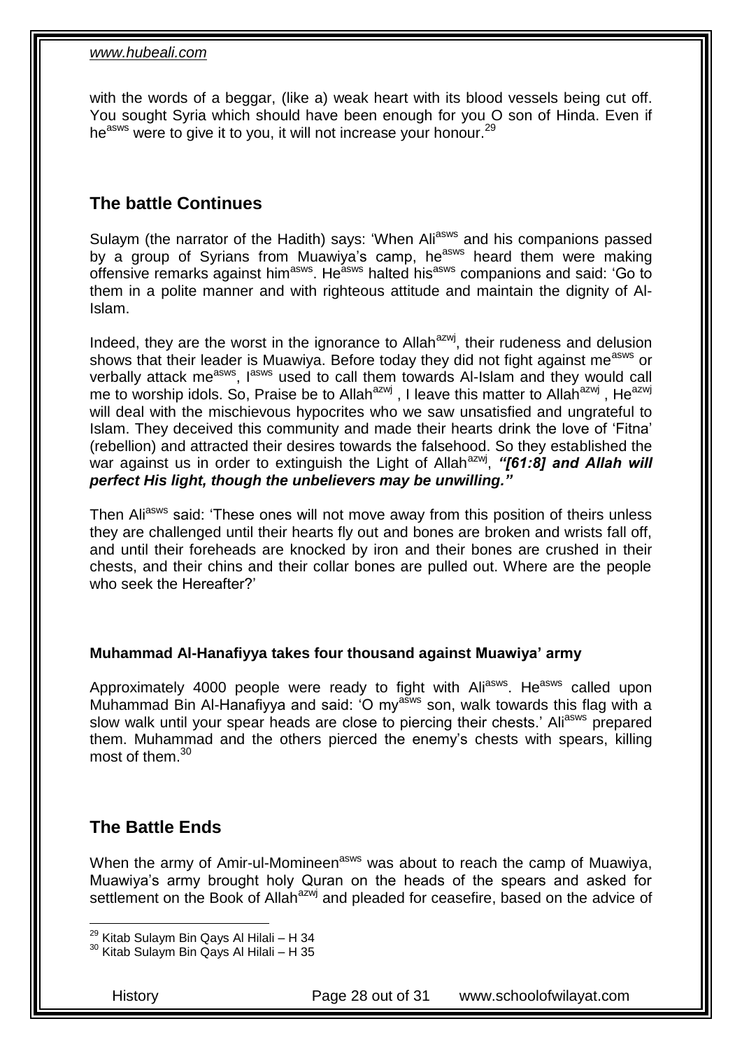with the words of a beggar, (like a) weak heart with its blood vessels being cut off. You sought Syria which should have been enough for you O son of Hinda. Even if he[asws] were to give it to you, it will not increase your honour.[29]

## The battle Continues

Sulaym (the narrator of the Hadith) says: 'When Ali[asws] and his companions passed by a group of Syrians from Muawiya's camp, he[asws] heard them were making offensive remarks against him[asws]. He[asws] halted his[asws] companions and said: 'Go to them in a polite manner and with righteous attitude and maintain the dignity of Al-Islam.

Indeed, they are the worst in the ignorance to Allah[azwj], their rudeness and delusion shows that their leader is Muawiya. Before today they did not fight against me[asws] or verbally attack me[asws], I[asws] used to call them towards Al-Islam and they would call me to worship idols. So, Praise be to Allah[azwj] , I leave this matter to Allah[azwj] , He[azwj] will deal with the mischievous hypocrites who we saw unsatisfied and ungrateful to Islam. They deceived this community and made their hearts drink the love of 'Fitna' (rebellion) and attracted their desires towards the falsehood. So they established the war against us in order to extinguish the Light of Allah[azwj], ***"[61:8] and Allah will perfect His light, though the unbelievers may be unwilling."***

Then Ali[asws] said: 'These ones will not move away from this position of theirs unless they are challenged until their hearts fly out and bones are broken and wrists fall off, and until their foreheads are knocked by iron and their bones are crushed in their chests, and their chins and their collar bones are pulled out. Where are the people who seek the Hereafter?'

#### Muhammad Al-Hanafiyya takes four thousand against Muawiya' army

Approximately 4000 people were ready to fight with Ali[asws]. He[asws] called upon Muhammad Bin Al-Hanafiyya and said: 'O my[asws] son, walk towards this flag with a slow walk until your spear heads are close to piercing their chests.' Ali[asws] prepared them. Muhammad and the others pierced the enemy's chests with spears, killing most of them.[30]

## The Battle Ends

When the army of Amir-ul-Momineen[asws] was about to reach the camp of Muawiya, Muawiya's army brought holy Quran on the heads of the spears and asked for settlement on the Book of Allah[azwj] and pleaded for ceasefire, based on the advice of

---

[29] Kitab Sulaym Bin Qays Al Hilali – H 34

[30] Kitab Sulaym Bin Qays Al Hilali – H 35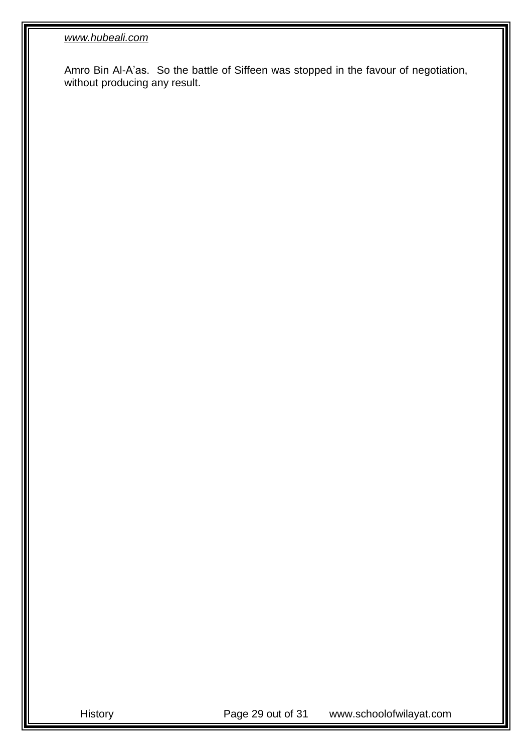Amro Bin Al-A'as. So the battle of Siffeen was stopped in the favour of negotiation, without producing any result.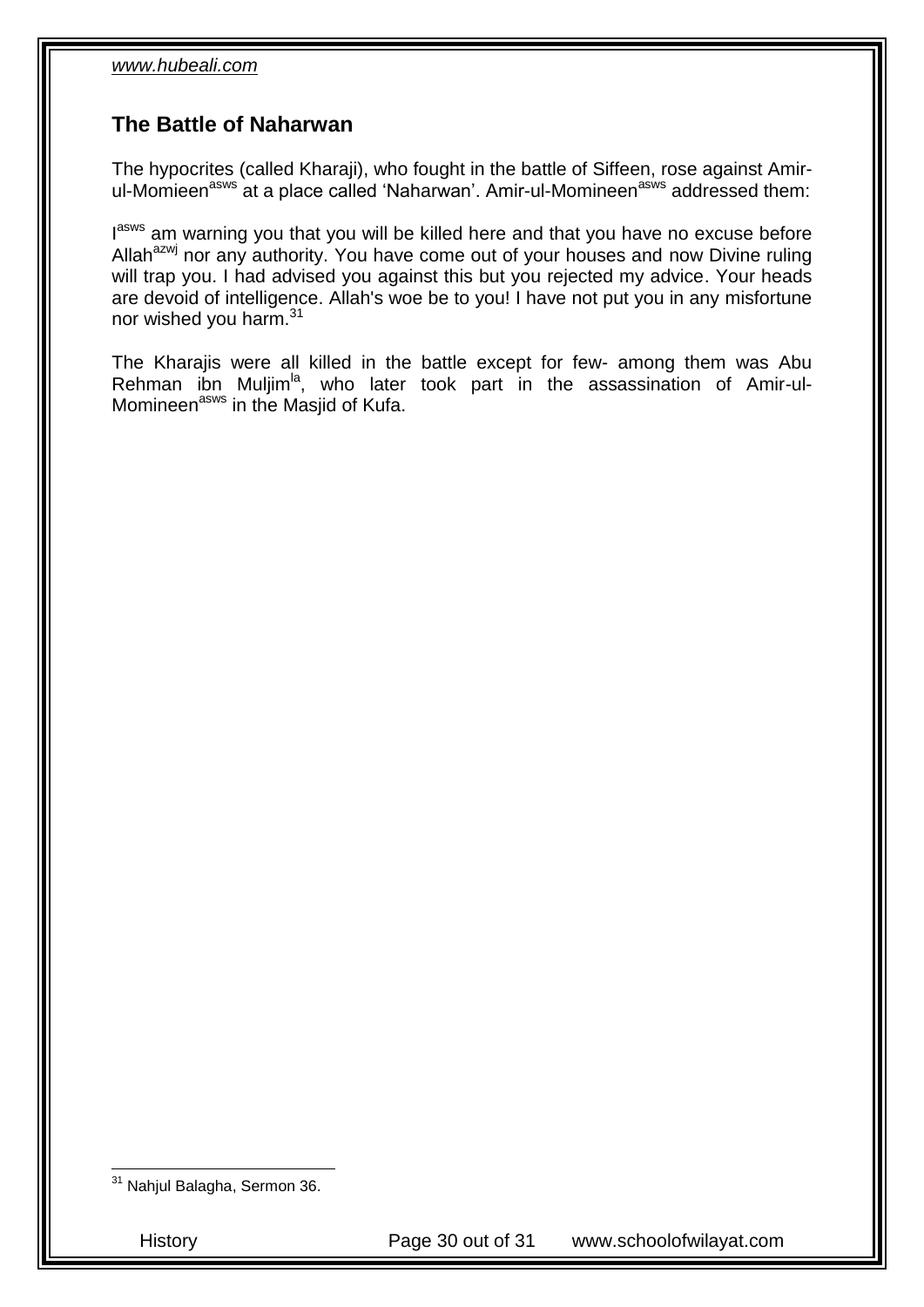## The Battle of Naharwan

The hypocrites (called Kharaji), who fought in the battle of Siffeen, rose against Amir-ul-Momieen[asws] at a place called 'Naharwan'. Amir-ul-Momineen[asws] addressed them:

I[asws] am warning you that you will be killed here and that you have no excuse before Allah[azwj] nor any authority. You have come out of your houses and now Divine ruling will trap you. I had advised you against this but you rejected my advice. Your heads are devoid of intelligence. Allah's woe be to you! I have not put you in any misfortune nor wished you harm.[31]

The Kharajis were all killed in the battle except for few- among them was Abu Rehman ibn Muljim[la], who later took part in the assassination of Amir-ul-Momineen[asws] in the Masjid of Kufa.

---

[31] Nahjul Balagha, Sermon 36.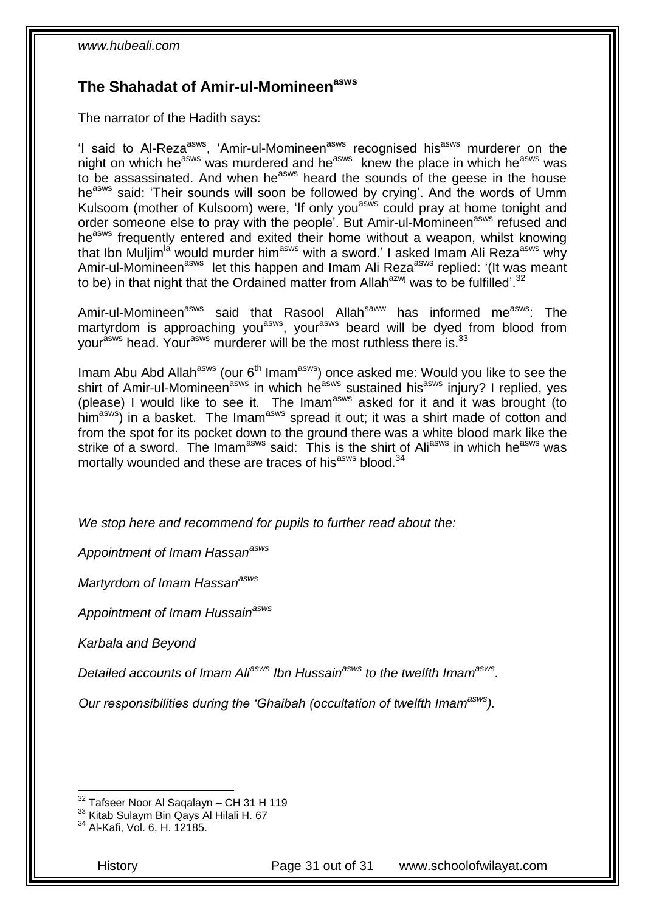## The Shahadat of Amir-ul-Momineen[asws]

The narrator of the Hadith says:

'I said to Al-Reza[asws], 'Amir-ul-Momineen[asws] recognised his[asws] murderer on the night on which he[asws] was murdered and he[asws] knew the place in which he[asws] was to be assassinated. And when he[asws] heard the sounds of the geese in the house he[asws] said: 'Their sounds will soon be followed by crying'. And the words of Umm Kulsoom (mother of Kulsoom) were, 'If only you[asws] could pray at home tonight and order someone else to pray with the people'. But Amir-ul-Momineen[asws] refused and he[asws] frequently entered and exited their home without a weapon, whilst knowing that Ibn Muljim[la] would murder him[asws] with a sword.' I asked Imam Ali Reza[asws] why Amir-ul-Momineen[asws] let this happen and Imam Ali Reza[asws] replied: '(It was meant to be) in that night that the Ordained matter from Allah[azwj] was to be fulfilled'.[32]

Amir-ul-Momineen[asws] said that Rasool Allah[saww] has informed me[asws]: The martyrdom is approaching you[asws], your[asws] beard will be dyed from blood from your[asws] head. Your[asws] murderer will be the most ruthless there is.[33]

Imam Abu Abd Allah[asws] (our 6th Imam[asws]) once asked me: Would you like to see the shirt of Amir-ul-Momineen[asws] in which he[asws] sustained his[asws] injury? I replied, yes (please) I would like to see it. The Imam[asws] asked for it and it was brought (to him[asws]) in a basket. The Imam[asws] spread it out; it was a shirt made of cotton and from the spot for its pocket down to the ground there was a white blood mark like the strike of a sword. The Imam[asws] said: This is the shirt of Ali[asws] in which he[asws] was mortally wounded and these are traces of his[asws] blood.[34]

*We stop here and recommend for pupils to further read about the:*

*Appointment of Imam Hassan[asws]*

*Martyrdom of Imam Hassan[asws]*

*Appointment of Imam Hussain[asws]*

*Karbala and Beyond*

*Detailed accounts of Imam Ali[asws] Ibn Hussain[asws] to the twelfth Imam[asws].*

*Our responsibilities during the 'Ghaibah (occultation of twelfth Imam[asws]).*

---

[32] Tafseer Noor Al Saqalayn – CH 31 H 119

[33] Kitab Sulaym Bin Qays Al Hilali H. 67

[34] Al-Kafi, Vol. 6, H. 12185.